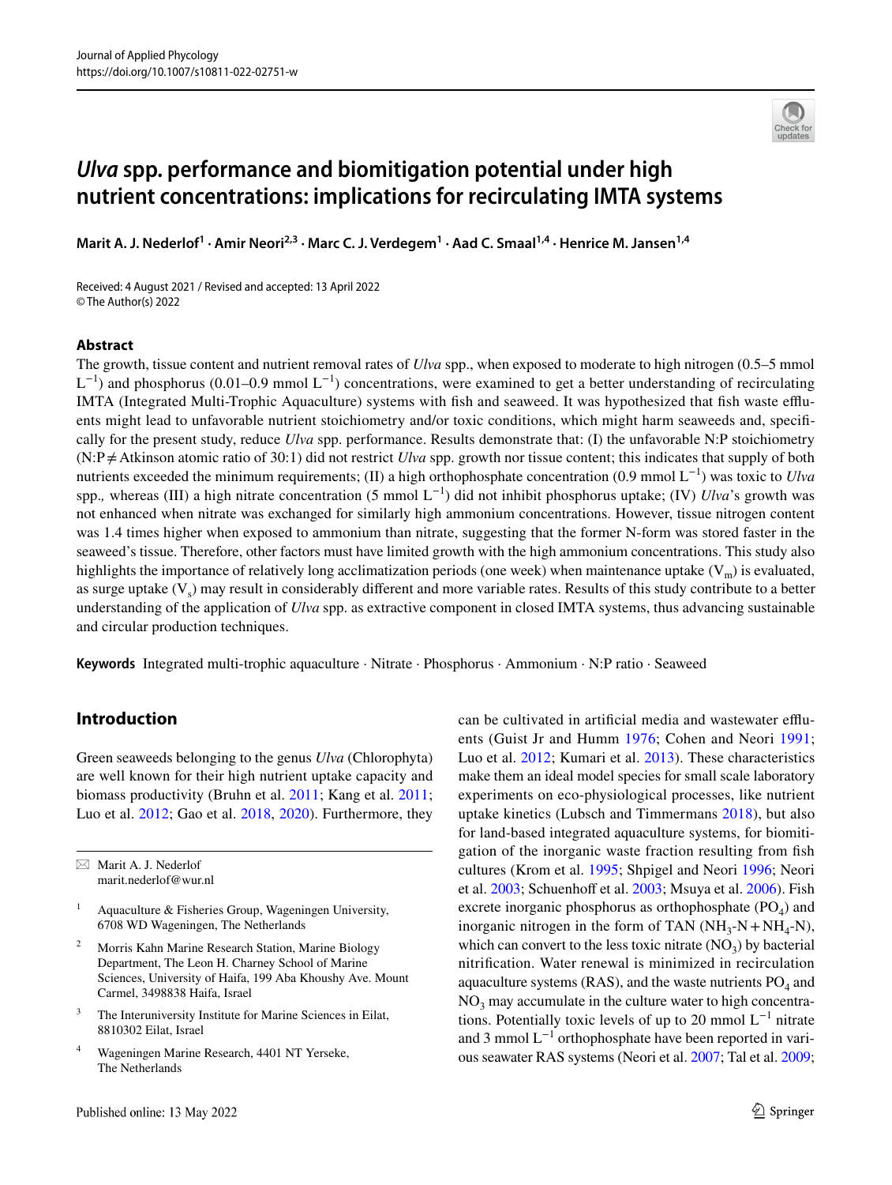# *Ulva* spp. performance and biomitigation potential under high nutrient concentrations: implications for recirculating IMTA systems

**Marit A. J. Nederlof[1] · Amir Neori[2,3] · Marc C. J. Verdegem[1] · Aad C. Smaal[1,4] · Henrice M. Jansen[1,4]**

Received: 4 August 2021 / Revised and accepted: 13 April 2022
© The Author(s) 2022

## Abstract

The growth, tissue content and nutrient removal rates of *Ulva* spp., when exposed to moderate to high nitrogen (0.5–5 mmol $L^{-1}$) and phosphorus (0.01–0.9 mmol $L^{-1}$) concentrations, were examined to get a better understanding of recirculating IMTA (Integrated Multi-Trophic Aquaculture) systems with fish and seaweed. It was hypothesized that fish waste effluents might lead to unfavorable nutrient stoichiometry and/or toxic conditions, which might harm seaweeds and, specifically for the present study, reduce *Ulva* spp. performance. Results demonstrate that: (I) the unfavorable N:P stoichiometry (N:P ≠ Atkinson atomic ratio of 30:1) did not restrict *Ulva* spp. growth nor tissue content; this indicates that supply of both nutrients exceeded the minimum requirements; (II) a high orthophosphate concentration (0.9 mmol $L^{-1}$) was toxic to *Ulva* spp., whereas (III) a high nitrate concentration (5 mmol $L^{-1}$) did not inhibit phosphorus uptake; (IV) *Ulva*'s growth was not enhanced when nitrate was exchanged for similarly high ammonium concentrations. However, tissue nitrogen content was 1.4 times higher when exposed to ammonium than nitrate, suggesting that the former N-form was stored faster in the seaweed's tissue. Therefore, other factors must have limited growth with the high ammonium concentrations. This study also highlights the importance of relatively long acclimatization periods (one week) when maintenance uptake ($V_m$) is evaluated, as surge uptake ($V_s$) may result in considerably different and more variable rates. Results of this study contribute to a better understanding of the application of *Ulva* spp. as extractive component in closed IMTA systems, thus advancing sustainable and circular production techniques.

**Keywords** Integrated multi-trophic aquaculture · Nitrate · Phosphorus · Ammonium · N:P ratio · Seaweed

## Introduction

Green seaweeds belonging to the genus *Ulva* (Chlorophyta) are well known for their high nutrient uptake capacity and biomass productivity (Bruhn et al. 2011; Kang et al. 2011; Luo et al. 2012; Gao et al. 2018, 2020). Furthermore, they can be cultivated in artificial media and wastewater effluents (Guist Jr and Humm 1976; Cohen and Neori 1991; Luo et al. 2012; Kumari et al. 2013). These characteristics make them an ideal model species for small scale laboratory experiments on eco-physiological processes, like nutrient uptake kinetics (Lubsch and Timmermans 2018), but also for land-based integrated aquaculture systems, for biomitigation of the inorganic waste fraction resulting from fish cultures (Krom et al. 1995; Shpigel and Neori 1996; Neori et al. 2003; Schuenhoff et al. 2003; Msuya et al. 2006). Fish excrete inorganic phosphorus as orthophosphate ($PO_4$) and inorganic nitrogen in the form of TAN ($NH_3$-N + $NH_4$-N), which can convert to the less toxic nitrate ($NO_3$) by bacterial nitrification. Water renewal is minimized in recirculation aquaculture systems (RAS), and the waste nutrients $PO_4$ and $NO_3$ may accumulate in the culture water to high concentrations. Potentially toxic levels of up to 20 mmol $L^{-1}$ nitrate and 3 mmol $L^{-1}$ orthophosphate have been reported in various seawater RAS systems (Neori et al. 2007; Tal et al. 2009;

---

✉ Marit A. J. Nederlof
marit.nederlof@wur.nl

[1] Aquaculture & Fisheries Group, Wageningen University, 6708 WD Wageningen, The Netherlands

[2] Morris Kahn Marine Research Station, Marine Biology Department, The Leon H. Charney School of Marine Sciences, University of Haifa, 199 Aba Khoushy Ave. Mount Carmel, 3498838 Haifa, Israel

[3] The Interuniversity Institute for Marine Sciences in Eilat, 8810302 Eilat, Israel

[4] Wageningen Marine Research, 4401 NT Yerseke, The Netherlands

Published online: 13 May 2022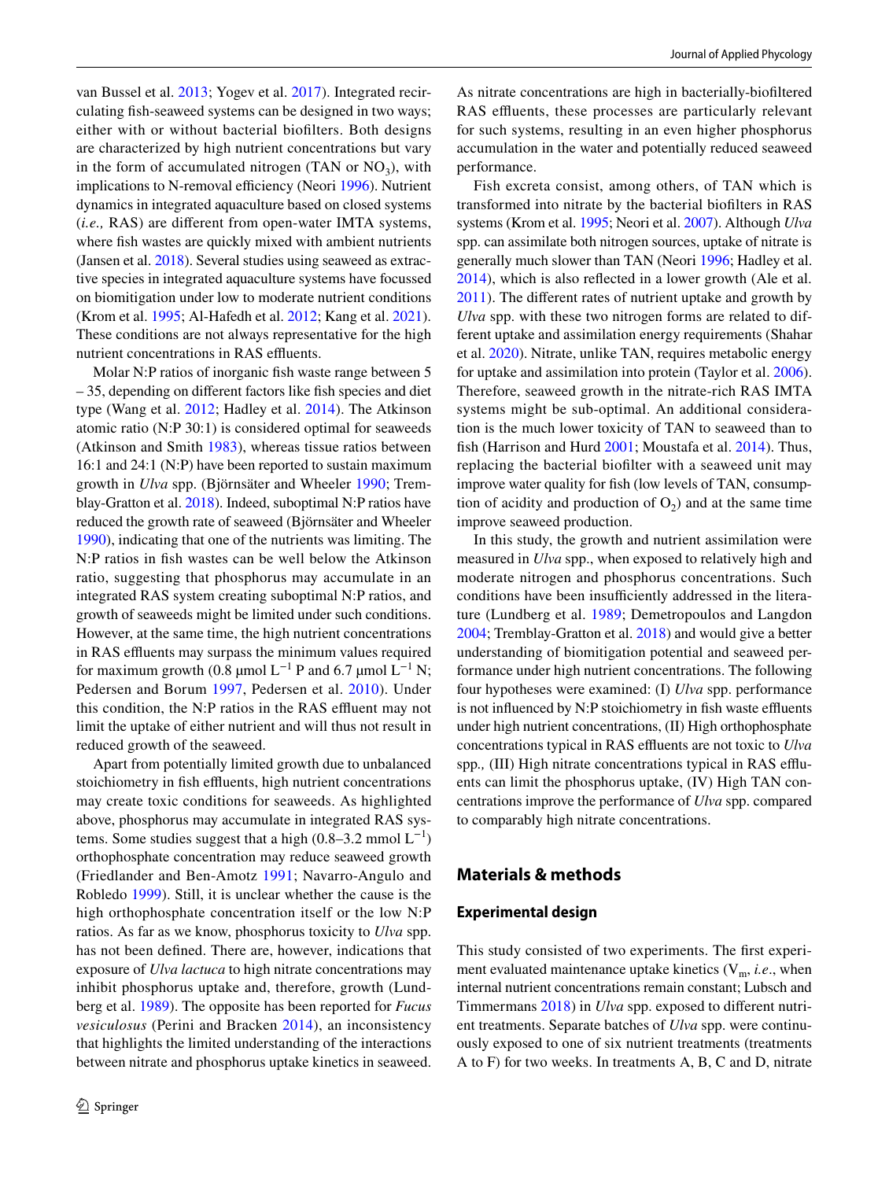van Bussel et al. 2013; Yogev et al. 2017). Integrated recirculating fish-seaweed systems can be designed in two ways; either with or without bacterial biofilters. Both designs are characterized by high nutrient concentrations but vary in the form of accumulated nitrogen (TAN or $NO_3$), with implications to N-removal efficiency (Neori 1996). Nutrient dynamics in integrated aquaculture based on closed systems (*i.e.,* RAS) are different from open-water IMTA systems, where fish wastes are quickly mixed with ambient nutrients (Jansen et al. 2018). Several studies using seaweed as extractive species in integrated aquaculture systems have focussed on biomitigation under low to moderate nutrient conditions (Krom et al. 1995; Al-Hafedh et al. 2012; Kang et al. 2021). These conditions are not always representative for the high nutrient concentrations in RAS effluents.

Molar N:P ratios of inorganic fish waste range between 5 – 35, depending on different factors like fish species and diet type (Wang et al. 2012; Hadley et al. 2014). The Atkinson atomic ratio (N:P 30:1) is considered optimal for seaweeds (Atkinson and Smith 1983), whereas tissue ratios between 16:1 and 24:1 (N:P) have been reported to sustain maximum growth in *Ulva* spp. (Björnsäter and Wheeler 1990; Tremblay-Gratton et al. 2018). Indeed, suboptimal N:P ratios have reduced the growth rate of seaweed (Björnsäter and Wheeler 1990), indicating that one of the nutrients was limiting. The N:P ratios in fish wastes can be well below the Atkinson ratio, suggesting that phosphorus may accumulate in an integrated RAS system creating suboptimal N:P ratios, and growth of seaweeds might be limited under such conditions. However, at the same time, the high nutrient concentrations in RAS effluents may surpass the minimum values required for maximum growth (0.8 µmol $L^{-1}$ P and 6.7 µmol $L^{-1}$ N; Pedersen and Borum 1997, Pedersen et al. 2010). Under this condition, the N:P ratios in the RAS effluent may not limit the uptake of either nutrient and will thus not result in reduced growth of the seaweed.

Apart from potentially limited growth due to unbalanced stoichiometry in fish effluents, high nutrient concentrations may create toxic conditions for seaweeds. As highlighted above, phosphorus may accumulate in integrated RAS systems. Some studies suggest that a high (0.8–3.2 mmol $L^{-1}$) orthophosphate concentration may reduce seaweed growth (Friedlander and Ben-Amotz 1991; Navarro-Angulo and Robledo 1999). Still, it is unclear whether the cause is the high orthophosphate concentration itself or the low N:P ratios. As far as we know, phosphorus toxicity to *Ulva* spp. has not been defined. There are, however, indications that exposure of *Ulva lactuca* to high nitrate concentrations may inhibit phosphorus uptake and, therefore, growth (Lundberg et al. 1989). The opposite has been reported for *Fucus vesiculosus* (Perini and Bracken 2014), an inconsistency that highlights the limited understanding of the interactions between nitrate and phosphorus uptake kinetics in seaweed. As nitrate concentrations are high in bacterially-biofiltered RAS effluents, these processes are particularly relevant for such systems, resulting in an even higher phosphorus accumulation in the water and potentially reduced seaweed performance.

Fish excreta consist, among others, of TAN which is transformed into nitrate by the bacterial biofilters in RAS systems (Krom et al. 1995; Neori et al. 2007). Although *Ulva* spp. can assimilate both nitrogen sources, uptake of nitrate is generally much slower than TAN (Neori 1996; Hadley et al. 2014), which is also reflected in a lower growth (Ale et al. 2011). The different rates of nutrient uptake and growth by *Ulva* spp. with these two nitrogen forms are related to different uptake and assimilation energy requirements (Shahar et al. 2020). Nitrate, unlike TAN, requires metabolic energy for uptake and assimilation into protein (Taylor et al. 2006). Therefore, seaweed growth in the nitrate-rich RAS IMTA systems might be sub-optimal. An additional consideration is the much lower toxicity of TAN to seaweed than to fish (Harrison and Hurd 2001; Moustafa et al. 2014). Thus, replacing the bacterial biofilter with a seaweed unit may improve water quality for fish (low levels of TAN, consumption of acidity and production of $O_2$) and at the same time improve seaweed production.

In this study, the growth and nutrient assimilation were measured in *Ulva* spp., when exposed to relatively high and moderate nitrogen and phosphorus concentrations. Such conditions have been insufficiently addressed in the literature (Lundberg et al. 1989; Demetropoulos and Langdon 2004; Tremblay-Gratton et al. 2018) and would give a better understanding of biomitigation potential and seaweed performance under high nutrient concentrations. The following four hypotheses were examined: (I) *Ulva* spp. performance is not influenced by N:P stoichiometry in fish waste effluents under high nutrient concentrations, (II) High orthophosphate concentrations typical in RAS effluents are not toxic to *Ulva* spp., (III) High nitrate concentrations typical in RAS effluents can limit the phosphorus uptake, (IV) High TAN concentrations improve the performance of *Ulva* spp. compared to comparably high nitrate concentrations.

## Materials & methods

### Experimental design

This study consisted of two experiments. The first experiment evaluated maintenance uptake kinetics ($V_m$, *i.e*., when internal nutrient concentrations remain constant; Lubsch and Timmermans 2018) in *Ulva* spp. exposed to different nutrient treatments. Separate batches of *Ulva* spp. were continuously exposed to one of six nutrient treatments (treatments A to F) for two weeks. In treatments A, B, C and D, nitrate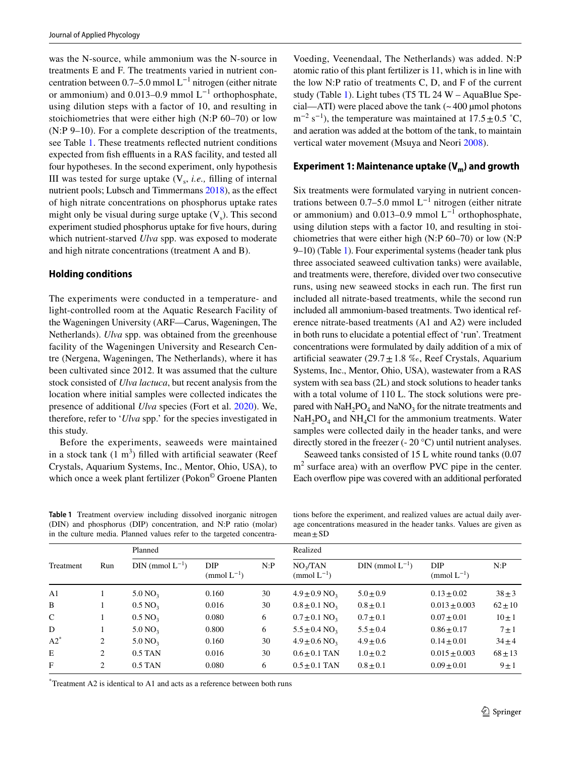was the N-source, while ammonium was the N-source in treatments E and F. The treatments varied in nutrient concentration between 0.7–5.0 mmol $L^{-1}$ nitrogen (either nitrate or ammonium) and 0.013–0.9 mmol $L^{-1}$ orthophosphate, using dilution steps with a factor of 10, and resulting in stoichiometries that were either high (N:P 60–70) or low (N:P 9–10). For a complete description of the treatments, see Table 1. These treatments reflected nutrient conditions expected from fish effluents in a RAS facility, and tested all four hypotheses. In the second experiment, only hypothesis III was tested for surge uptake ($V_s$, *i.e.,* filling of internal nutrient pools; Lubsch and Timmermans 2018), as the effect of high nitrate concentrations on phosphorus uptake rates might only be visual during surge uptake ($V_s$). This second experiment studied phosphorus uptake for five hours, during which nutrient-starved *Ulva* spp. was exposed to moderate and high nitrate concentrations (treatment A and B).

### Holding conditions

The experiments were conducted in a temperature- and light-controlled room at the Aquatic Research Facility of the Wageningen University (ARF—Carus, Wageningen, The Netherlands). *Ulva* spp. was obtained from the greenhouse facility of the Wageningen University and Research Centre (Nergena, Wageningen, The Netherlands), where it has been cultivated since 2012. It was assumed that the culture stock consisted of *Ulva lactuca*, but recent analysis from the location where initial samples were collected indicates the presence of additional *Ulva* species (Fort et al. 2020). We, therefore, refer to '*Ulva* spp.' for the species investigated in this study.

Before the experiments, seaweeds were maintained in a stock tank (1 $m^3$) filled with artificial seawater (Reef Crystals, Aquarium Systems, Inc., Mentor, Ohio, USA), to which once a week plant fertilizer (Pokon© Groene Planten Voeding, Veenendaal, The Netherlands) was added. N:P atomic ratio of this plant fertilizer is 11, which is in line with the low N:P ratio of treatments C, D, and F of the current study (Table 1). Light tubes (T5 TL 24 W – AquaBlue Special—ATI) were placed above the tank (~ 400 µmol photons $m^{-2}$ $s^{-1}$), the temperature was maintained at 17.5 ± 0.5 ˚C, and aeration was added at the bottom of the tank, to maintain vertical water movement (Msuya and Neori 2008).

### Experiment 1: Maintenance uptake ($V_m$) and growth

Six treatments were formulated varying in nutrient concentrations between 0.7–5.0 mmol $L^{-1}$ nitrogen (either nitrate or ammonium) and 0.013–0.9 mmol $L^{-1}$ orthophosphate, using dilution steps with a factor 10, and resulting in stoichiometries that were either high (N:P 60–70) or low (N:P 9–10) (Table 1). Four experimental systems (header tank plus three associated seaweed cultivation tanks) were available, and treatments were, therefore, divided over two consecutive runs, using new seaweed stocks in each run. The first run included all nitrate-based treatments, while the second run included all ammonium-based treatments. Two identical reference nitrate-based treatments (A1 and A2) were included in both runs to elucidate a potential effect of 'run'. Treatment concentrations were formulated by daily addition of a mix of artificial seawater (29.7 ± 1.8 ‰, Reef Crystals, Aquarium Systems, Inc., Mentor, Ohio, USA), wastewater from a RAS system with sea bass (2L) and stock solutions to header tanks with a total volume of 110 L. The stock solutions were prepared with $NaH_2PO_4$ and $NaNO_3$ for the nitrate treatments and $NaH_2PO_4$ and $NH_4Cl$ for the ammonium treatments. Water samples were collected daily in the header tanks, and were directly stored in the freezer (- 20 °C) until nutrient analyses.

Seaweed tanks consisted of 15 L white round tanks (0.07 $m^2$ surface area) with an overflow PVC pipe in the center. Each overflow pipe was covered with an additional perforated

**Table 1** Treatment overview including dissolved inorganic nitrogen (DIN) and phosphorus (DIP) concentration, and N:P ratio (molar) in the culture media. Planned values refer to the targeted concentrations before the experiment, and realized values are actual daily average concentrations measured in the header tanks. Values are given as mean ± SD

| Treatment | Run | Planned | | | Realized | | | |
|---|---|---|---|---|---|---|---|---|
| | | DIN (mmol $L^{-1}$) | DIP (mmol $L^{-1}$) | N:P | $NO_3$/TAN (mmol $L^{-1}$) | DIN (mmol $L^{-1}$) | DIP (mmol $L^{-1}$) | N:P |
| A1 | 1 | 5.0 $NO_3$ | 0.160 | 30 | 4.9 ± 0.9 $NO_3$ | 5.0 ± 0.9 | 0.13 ± 0.02 | 38 ± 3 |
| B | 1 | 0.5 $NO_3$ | 0.016 | 30 | 0.8 ± 0.1 $NO_3$ | 0.8 ± 0.1 | 0.013 ± 0.003 | 62 ± 10 |
| C | 1 | 0.5 $NO_3$ | 0.080 | 6 | 0.7 ± 0.1 $NO_3$ | 0.7 ± 0.1 | 0.07 ± 0.01 | 10 ± 1 |
| D | 1 | 5.0 $NO_3$ | 0.800 | 6 | 5.5 ± 0.4 $NO_3$ | 5.5 ± 0.4 | 0.86 ± 0.17 | 7 ± 1 |
| A2* | 2 | 5.0 $NO_3$ | 0.160 | 30 | 4.9 ± 0.6 $NO_3$ | 4.9 ± 0.6 | 0.14 ± 0.01 | 34 ± 4 |
| E | 2 | 0.5 TAN | 0.016 | 30 | 0.6 ± 0.1 TAN | 1.0 ± 0.2 | 0.015 ± 0.003 | 68 ± 13 |
| F | 2 | 0.5 TAN | 0.080 | 6 | 0.5 ± 0.1 TAN | 0.8 ± 0.1 | 0.09 ± 0.01 | 9 ± 1 |

*Treatment A2 is identical to A1 and acts as a reference between both runs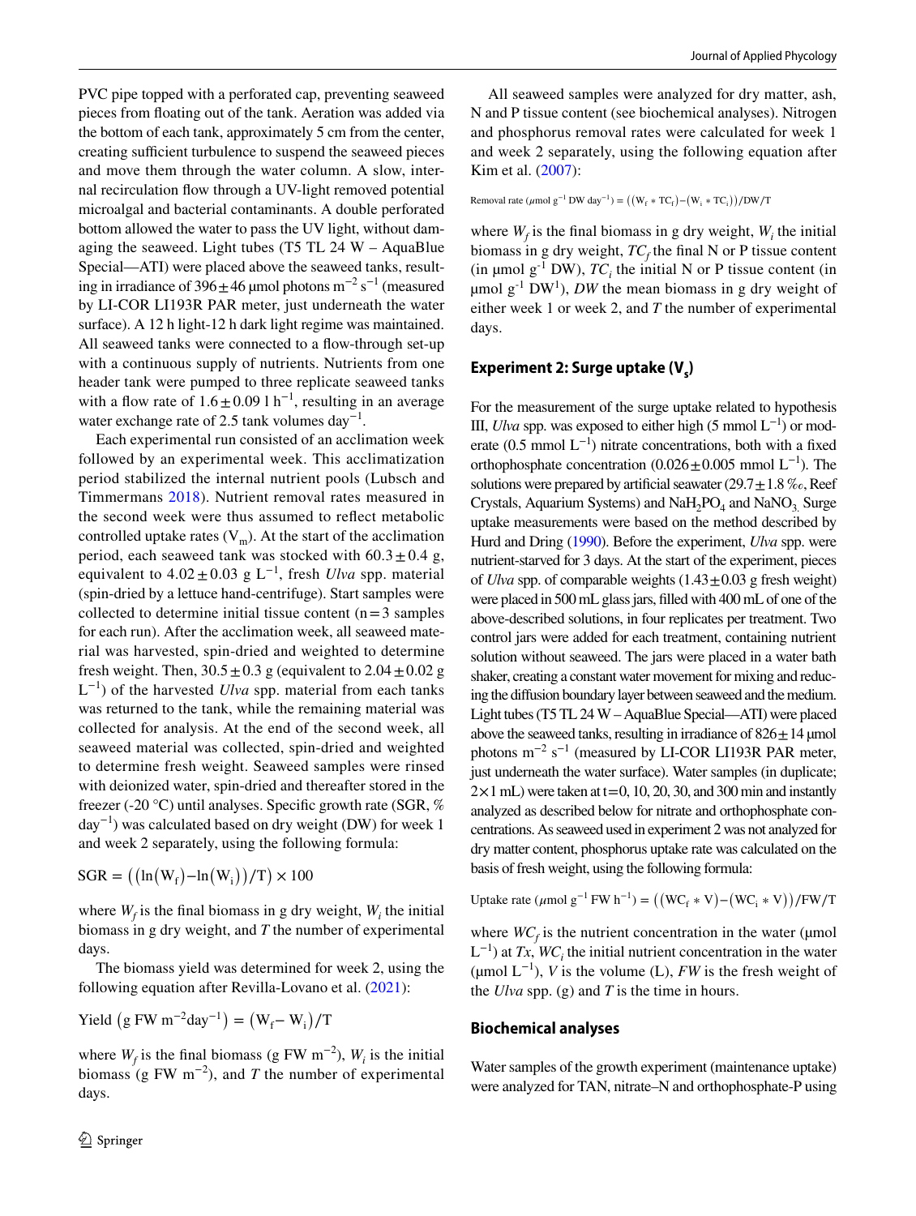PVC pipe topped with a perforated cap, preventing seaweed pieces from floating out of the tank. Aeration was added via the bottom of each tank, approximately 5 cm from the center, creating sufficient turbulence to suspend the seaweed pieces and move them through the water column. A slow, internal recirculation flow through a UV-light removed potential microalgal and bacterial contaminants. A double perforated bottom allowed the water to pass the UV light, without damaging the seaweed. Light tubes (T5 TL 24 W – AquaBlue Special—ATI) were placed above the seaweed tanks, resulting in irradiance of 396 ± 46 µmol photons $m^{-2}$ $s^{-1}$ (measured by LI-COR LI193R PAR meter, just underneath the water surface). A 12 h light-12 h dark light regime was maintained. All seaweed tanks were connected to a flow-through set-up with a continuous supply of nutrients. Nutrients from one header tank were pumped to three replicate seaweed tanks with a flow rate of 1.6 ± 0.09 l $h^{-1}$, resulting in an average water exchange rate of 2.5 tank volumes $day^{-1}$.

Each experimental run consisted of an acclimation week followed by an experimental week. This acclimatization period stabilized the internal nutrient pools (Lubsch and Timmermans 2018). Nutrient removal rates measured in the second week were thus assumed to reflect metabolic controlled uptake rates ($V_m$). At the start of the acclimation period, each seaweed tank was stocked with 60.3 ± 0.4 g, equivalent to 4.02 ± 0.03 g $L^{-1}$, fresh *Ulva* spp. material (spin-dried by a lettuce hand-centrifuge). Start samples were collected to determine initial tissue content (n = 3 samples for each run). After the acclimation week, all seaweed material was harvested, spin-dried and weighted to determine fresh weight. Then, 30.5 ± 0.3 g (equivalent to 2.04 ± 0.02 g $L^{-1}$) of the harvested *Ulva* spp. material from each tanks was returned to the tank, while the remaining material was collected for analysis. At the end of the second week, all seaweed material was collected, spin-dried and weighted to determine fresh weight. Seaweed samples were rinsed with deionized water, spin-dried and thereafter stored in the freezer (-20 °C) until analyses. Specific growth rate (SGR, % $day^{-1}$) was calculated based on dry weight (DW) for week 1 and week 2 separately, using the following formula:

$$\mathrm{SGR} = \left(\left(\ln(\mathrm{W_f}) - \ln(\mathrm{W_i})\right)/\mathrm{T}\right) \times 100$$

where $W_f$ is the final biomass in g dry weight, $W_i$ the initial biomass in g dry weight, and T the number of experimental days.

The biomass yield was determined for week 2, using the following equation after Revilla-Lovano et al. (2021):

$$\mathrm{Yield}\ \left(\mathrm{g\ FW\ m^{-2}day^{-1}}\right) = \left(\mathrm{W_f} - \mathrm{W_i}\right)/\mathrm{T}$$

where $W_f$ is the final biomass (g FW $m^{-2}$), $W_i$ is the initial biomass (g FW $m^{-2}$), and T the number of experimental days.

All seaweed samples were analyzed for dry matter, ash, N and P tissue content (see biochemical analyses). Nitrogen and phosphorus removal rates were calculated for week 1 and week 2 separately, using the following equation after Kim et al. (2007):

$$\mathrm{Removal\ rate}\ \left(\mu\mathrm{mol\ g^{-1}\ DW\ day^{-1}}\right) = \left(\left(\mathrm{W_f} * \mathrm{TC_f}\right) - \left(\mathrm{W_i} * \mathrm{TC_i}\right)\right)/\mathrm{DW}/\mathrm{T}$$

where $W_f$ is the final biomass in g dry weight, $W_i$ the initial biomass in g dry weight, $TC_f$ the final N or P tissue content (in µmol $g^{-1}$ DW), $TC_i$ the initial N or P tissue content (in µmol $g^{-1}$ $DW^1$), *DW* the mean biomass in g dry weight of either week 1 or week 2, and *T* the number of experimental days.

## Experiment 2: Surge uptake ($V_s$)

For the measurement of the surge uptake related to hypothesis III, *Ulva* spp. was exposed to either high (5 mmol $L^{-1}$) or moderate (0.5 mmol $L^{-1}$) nitrate concentrations, both with a fixed orthophosphate concentration (0.026 ± 0.005 mmol $L^{-1}$). The solutions were prepared by artificial seawater (29.7 ± 1.8 ‰, Reef Crystals, Aquarium Systems) and $NaH_2PO_4$ and $NaNO_3$. Surge uptake measurements were based on the method described by Hurd and Dring (1990). Before the experiment, *Ulva* spp. were nutrient-starved for 3 days. At the start of the experiment, pieces of *Ulva* spp. of comparable weights (1.43 ± 0.03 g fresh weight) were placed in 500 mL glass jars, filled with 400 mL of one of the above-described solutions, in four replicates per treatment. Two control jars were added for each treatment, containing nutrient solution without seaweed. The jars were placed in a water bath shaker, creating a constant water movement for mixing and reducing the diffusion boundary layer between seaweed and the medium. Light tubes (T5 TL 24 W – AquaBlue Special—ATI) were placed above the seaweed tanks, resulting in irradiance of 826 ± 14 µmol photons $m^{-2}$ $s^{-1}$ (measured by LI-COR LI193R PAR meter, just underneath the water surface). Water samples (in duplicate; 2 × 1 mL) were taken at t = 0, 10, 20, 30, and 300 min and instantly analyzed as described below for nitrate and orthophosphate concentrations. As seaweed used in experiment 2 was not analyzed for dry matter content, phosphorus uptake rate was calculated on the basis of fresh weight, using the following formula:

$$\mathrm{Uptake\ rate}\ \left(\mu\mathrm{mol\ g^{-1}\ FW\ h^{-1}}\right) = \left(\left(\mathrm{WC_f} * \mathrm{V}\right) - \left(\mathrm{WC_i} * \mathrm{V}\right)\right)/\mathrm{FW}/\mathrm{T}$$

where $WC_f$ is the nutrient concentration in the water (µmol $L^{-1}$) at *Tx*, $WC_i$ the initial nutrient concentration in the water (µmol $L^{-1}$), *V* is the volume (L), *FW* is the fresh weight of the *Ulva* spp. (g) and *T* is the time in hours.

## Biochemical analyses

Water samples of the growth experiment (maintenance uptake) were analyzed for TAN, nitrate–N and orthophosphate-P using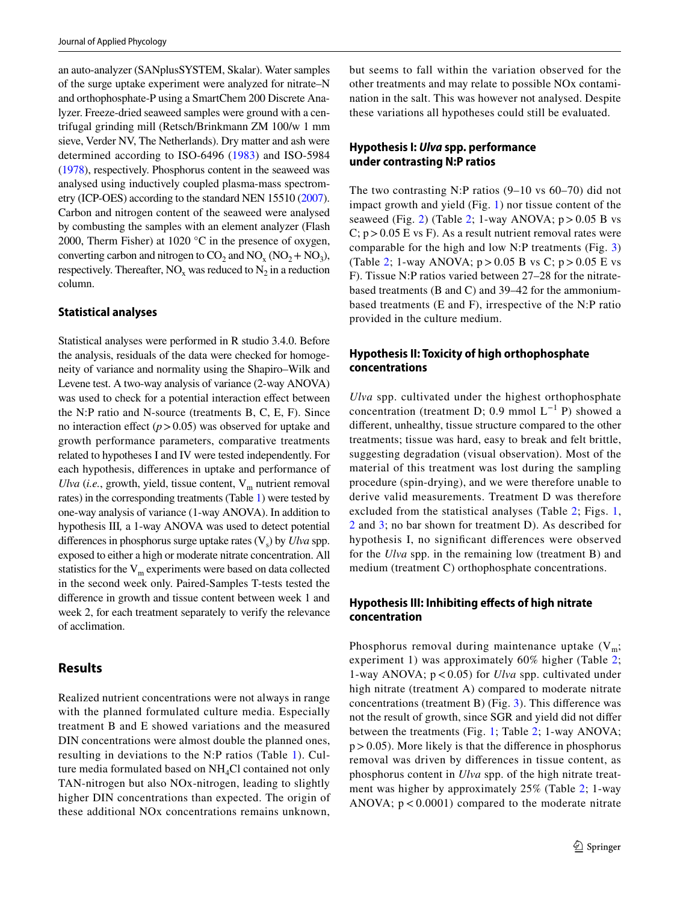an auto-analyzer (SANplusSYSTEM, Skalar). Water samples of the surge uptake experiment were analyzed for nitrate–N and orthophosphate-P using a SmartChem 200 Discrete Analyzer. Freeze-dried seaweed samples were ground with a centrifugal grinding mill (Retsch/Brinkmann ZM 100/w 1 mm sieve, Verder NV, The Netherlands). Dry matter and ash were determined according to ISO-6496 (1983) and ISO-5984 (1978), respectively. Phosphorus content in the seaweed was analysed using inductively coupled plasma-mass spectrometry (ICP-OES) according to the standard NEN 15510 (2007). Carbon and nitrogen content of the seaweed were analysed by combusting the samples with an element analyzer (Flash 2000, Therm Fisher) at 1020 °C in the presence of oxygen, converting carbon and nitrogen to $CO_2$ and $NO_x$ ($NO_2 + NO_3$), respectively. Thereafter, $NO_x$ was reduced to $N_2$ in a reduction column.

### Statistical analyses

Statistical analyses were performed in R studio 3.4.0. Before the analysis, residuals of the data were checked for homogeneity of variance and normality using the Shapiro–Wilk and Levene test. A two-way analysis of variance (2-way ANOVA) was used to check for a potential interaction effect between the N:P ratio and N-source (treatments B, C, E, F). Since no interaction effect ($p > 0.05$) was observed for uptake and growth performance parameters, comparative treatments related to hypotheses I and IV were tested independently. For each hypothesis, differences in uptake and performance of *Ulva* (*i.e.*, growth, yield, tissue content, $V_m$ nutrient removal rates) in the corresponding treatments (Table 1) were tested by one-way analysis of variance (1-way ANOVA). In addition to hypothesis III*,* a 1-way ANOVA was used to detect potential differences in phosphorus surge uptake rates ($V_s$) by *Ulva* spp. exposed to either a high or moderate nitrate concentration. All statistics for the $V_m$ experiments were based on data collected in the second week only. Paired-Samples T-tests tested the difference in growth and tissue content between week 1 and week 2, for each treatment separately to verify the relevance of acclimation.

## Results

Realized nutrient concentrations were not always in range with the planned formulated culture media. Especially treatment B and E showed variations and the measured DIN concentrations were almost double the planned ones, resulting in deviations to the N:P ratios (Table 1). Culture media formulated based on $NH_4Cl$ contained not only TAN-nitrogen but also NOx-nitrogen, leading to slightly higher DIN concentrations than expected. The origin of these additional NOx concentrations remains unknown, but seems to fall within the variation observed for the other treatments and may relate to possible NOx contamination in the salt. This was however not analysed. Despite these variations all hypotheses could still be evaluated.

### Hypothesis I: *Ulva* spp. performance under contrasting N:P ratios

The two contrasting N:P ratios (9–10 vs 60–70) did not impact growth and yield (Fig. 1) nor tissue content of the seaweed (Fig. 2) (Table 2; 1-way ANOVA; $p > 0.05$ B vs C; $p > 0.05$ E vs F). As a result nutrient removal rates were comparable for the high and low N:P treatments (Fig. 3) (Table 2; 1-way ANOVA; $p > 0.05$ B vs C; $p > 0.05$ E vs F). Tissue N:P ratios varied between 27–28 for the nitrate-based treatments (B and C) and 39–42 for the ammonium-based treatments (E and F), irrespective of the N:P ratio provided in the culture medium.

### Hypothesis II: Toxicity of high orthophosphate concentrations

*Ulva* spp. cultivated under the highest orthophosphate concentration (treatment D; 0.9 mmol $L^{-1}$ P) showed a different, unhealthy, tissue structure compared to the other treatments; tissue was hard, easy to break and felt brittle, suggesting degradation (visual observation). Most of the material of this treatment was lost during the sampling procedure (spin-drying), and we were therefore unable to derive valid measurements. Treatment D was therefore excluded from the statistical analyses (Table 2; Figs. 1, 2 and 3; no bar shown for treatment D). As described for hypothesis I, no significant differences were observed for the *Ulva* spp. in the remaining low (treatment B) and medium (treatment C) orthophosphate concentrations.

### Hypothesis III: Inhibiting effects of high nitrate concentration

Phosphorus removal during maintenance uptake ($V_m$; experiment 1) was approximately 60% higher (Table 2; 1-way ANOVA; $p < 0.05$) for *Ulva* spp. cultivated under high nitrate (treatment A) compared to moderate nitrate concentrations (treatment B) (Fig. 3). This difference was not the result of growth, since SGR and yield did not differ between the treatments (Fig. 1; Table 2; 1-way ANOVA; $p > 0.05$). More likely is that the difference in phosphorus removal was driven by differences in tissue content, as phosphorus content in *Ulva* spp. of the high nitrate treatment was higher by approximately 25% (Table 2; 1-way ANOVA; $p < 0.0001$) compared to the moderate nitrate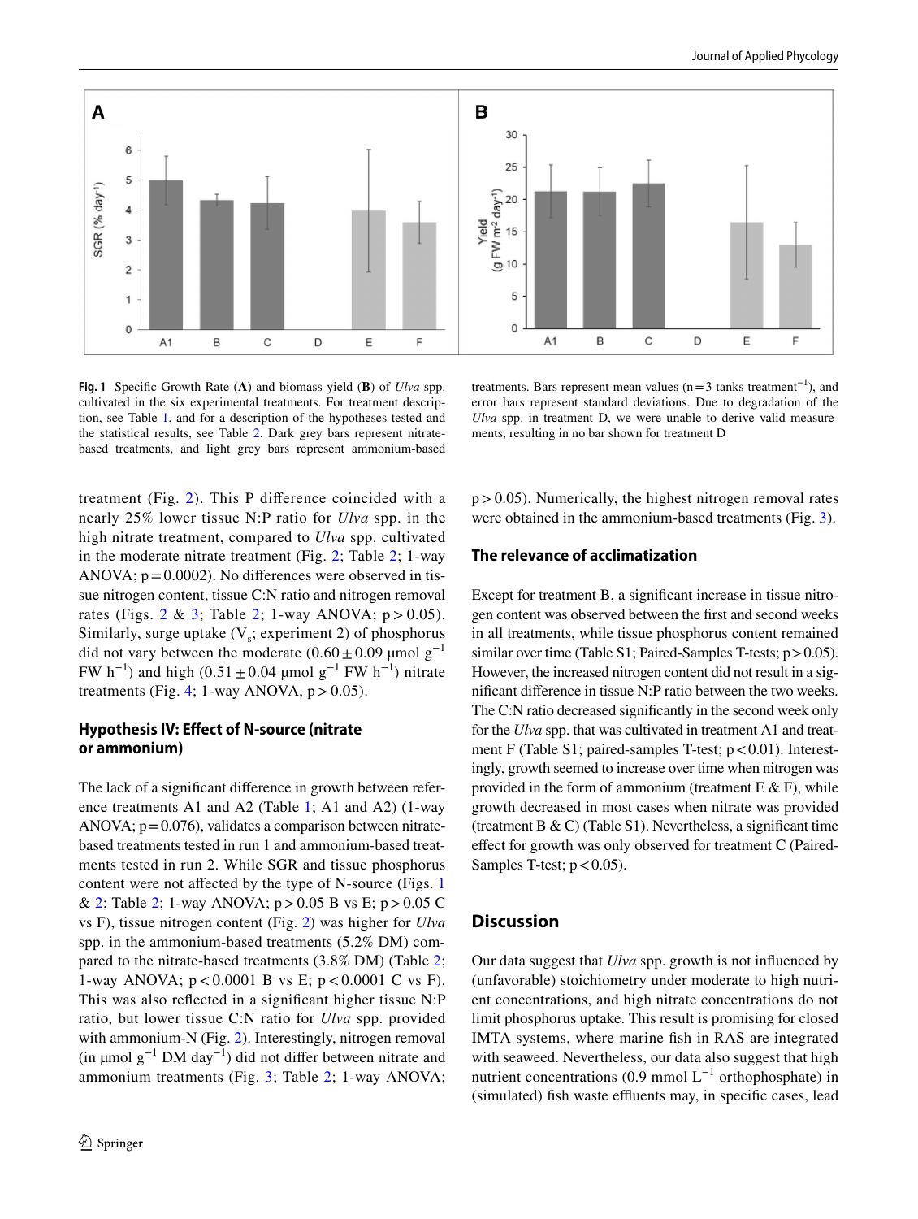**Fig. 1** Specific Growth Rate (**A**) and biomass yield (**B**) of *Ulva* spp. cultivated in the six experimental treatments. For treatment description, see Table 1, and for a description of the hypotheses tested and the statistical results, see Table 2. Dark grey bars represent nitrate-based treatments, and light grey bars represent ammonium-based treatments. Bars represent mean values (n = 3 tanks treatment$^{-1}$), and error bars represent standard deviations. Due to degradation of the *Ulva* spp. in treatment D, we were unable to derive valid measurements, resulting in no bar shown for treatment D

treatment (Fig. 2). This P difference coincided with a nearly 25% lower tissue N:P ratio for *Ulva* spp. in the high nitrate treatment, compared to *Ulva* spp. cultivated in the moderate nitrate treatment (Fig. 2; Table 2; 1-way ANOVA; p = 0.0002). No differences were observed in tissue nitrogen content, tissue C:N ratio and nitrogen removal rates (Figs. 2 & 3; Table 2; 1-way ANOVA; p > 0.05). Similarly, surge uptake ($V_s$; experiment 2) of phosphorus did not vary between the moderate (0.60 ± 0.09 µmol g$^{-1}$ FW h$^{-1}$) and high (0.51 ± 0.04 µmol g$^{-1}$ FW h$^{-1}$) nitrate treatments (Fig. 4; 1-way ANOVA, p > 0.05).

### Hypothesis IV: Effect of N-source (nitrate or ammonium)

The lack of a significant difference in growth between reference treatments A1 and A2 (Table 1; A1 and A2) (1-way ANOVA; p = 0.076), validates a comparison between nitrate-based treatments tested in run 1 and ammonium-based treatments tested in run 2. While SGR and tissue phosphorus content were not affected by the type of N-source (Figs. 1 & 2; Table 2; 1-way ANOVA; p > 0.05 B vs E; p > 0.05 C vs F), tissue nitrogen content (Fig. 2) was higher for *Ulva* spp. in the ammonium-based treatments (5.2% DM) compared to the nitrate-based treatments (3.8% DM) (Table 2; 1-way ANOVA; p < 0.0001 B vs E; p < 0.0001 C vs F). This was also reflected in a significant higher tissue N:P ratio, but lower tissue C:N ratio for *Ulva* spp. provided with ammonium-N (Fig. 2). Interestingly, nitrogen removal (in µmol g$^{-1}$ DM day$^{-1}$) did not differ between nitrate and ammonium treatments (Fig. 3; Table 2; 1-way ANOVA; p > 0.05). Numerically, the highest nitrogen removal rates were obtained in the ammonium-based treatments (Fig. 3).

### The relevance of acclimatization

Except for treatment B, a significant increase in tissue nitrogen content was observed between the first and second weeks in all treatments, while tissue phosphorus content remained similar over time (Table S1; Paired-Samples T-tests; p > 0.05). However, the increased nitrogen content did not result in a significant difference in tissue N:P ratio between the two weeks. The C:N ratio decreased significantly in the second week only for the *Ulva* spp. that was cultivated in treatment A1 and treatment F (Table S1; paired-samples T-test; p < 0.01). Interestingly, growth seemed to increase over time when nitrogen was provided in the form of ammonium (treatment E & F), while growth decreased in most cases when nitrate was provided (treatment B & C) (Table S1). Nevertheless, a significant time effect for growth was only observed for treatment C (Paired-Samples T-test; p < 0.05).

## Discussion

Our data suggest that *Ulva* spp. growth is not influenced by (unfavorable) stoichiometry under moderate to high nutrient concentrations, and high nitrate concentrations do not limit phosphorus uptake. This result is promising for closed IMTA systems, where marine fish in RAS are integrated with seaweed. Nevertheless, our data also suggest that high nutrient concentrations (0.9 mmol L$^{-1}$ orthophosphate) in (simulated) fish waste effluents may, in specific cases, lead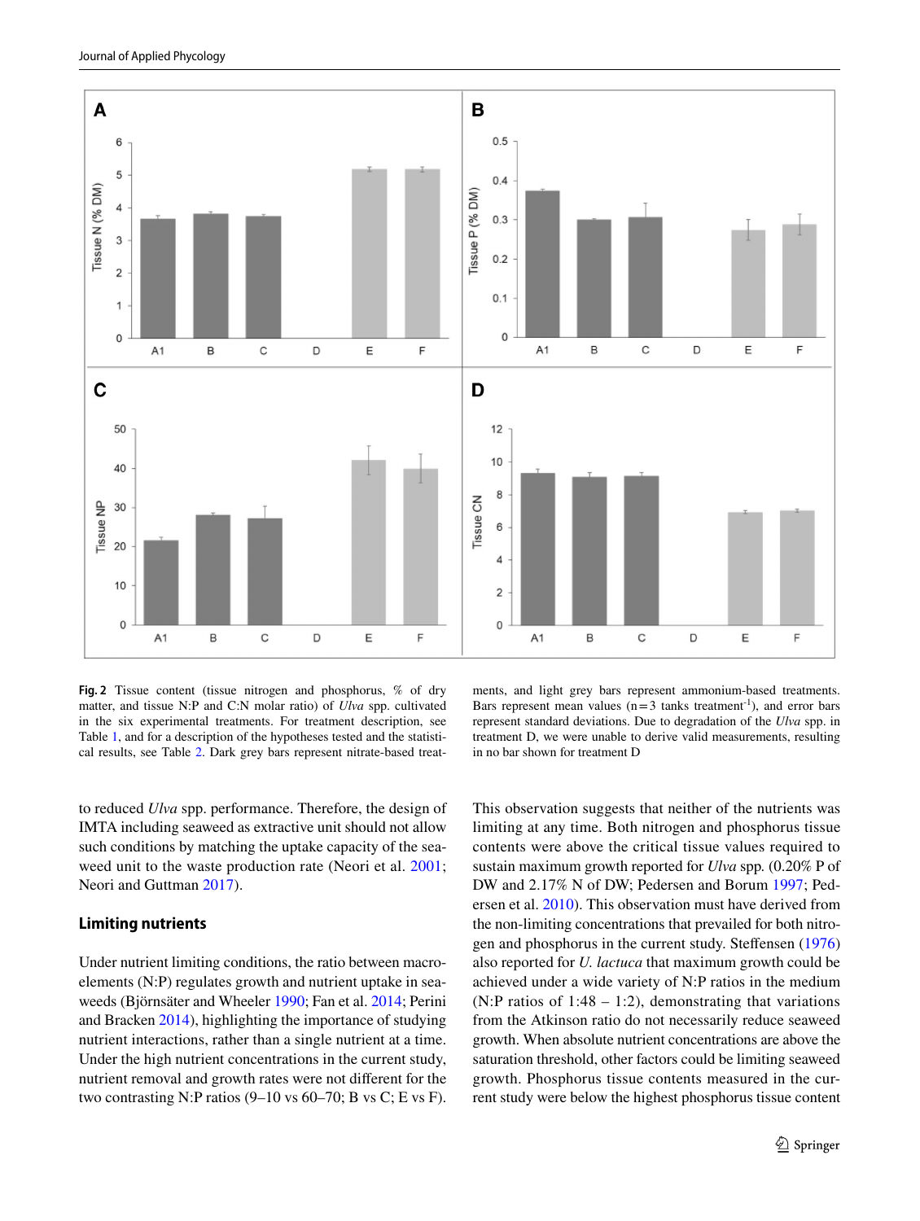**Fig. 2** Tissue content (tissue nitrogen and phosphorus, % of dry matter, and tissue N:P and C:N molar ratio) of *Ulva* spp. cultivated in the six experimental treatments. For treatment description, see Table 1, and for a description of the hypotheses tested and the statistical results, see Table 2. Dark grey bars represent nitrate-based treatments, and light grey bars represent ammonium-based treatments. Bars represent mean values (n = 3 tanks treatment$^{-1}$), and error bars represent standard deviations. Due to degradation of the *Ulva* spp. in treatment D, we were unable to derive valid measurements, resulting in no bar shown for treatment D

to reduced *Ulva* spp. performance. Therefore, the design of IMTA including seaweed as extractive unit should not allow such conditions by matching the uptake capacity of the seaweed unit to the waste production rate (Neori et al. 2001; Neori and Guttman 2017).

### Limiting nutrients

Under nutrient limiting conditions, the ratio between macro-elements (N:P) regulates growth and nutrient uptake in seaweeds (Björnsäter and Wheeler 1990; Fan et al. 2014; Perini and Bracken 2014), highlighting the importance of studying nutrient interactions, rather than a single nutrient at a time. Under the high nutrient concentrations in the current study, nutrient removal and growth rates were not different for the two contrasting N:P ratios (9–10 vs 60–70; B vs C; E vs F). This observation suggests that neither of the nutrients was limiting at any time. Both nitrogen and phosphorus tissue contents were above the critical tissue values required to sustain maximum growth reported for *Ulva* spp. (0.20% P of DW and 2.17% N of DW; Pedersen and Borum 1997; Pedersen et al. 2010). This observation must have derived from the non-limiting concentrations that prevailed for both nitrogen and phosphorus in the current study. Steffensen (1976) also reported for *U. lactuca* that maximum growth could be achieved under a wide variety of N:P ratios in the medium (N:P ratios of 1:48 – 1:2), demonstrating that variations from the Atkinson ratio do not necessarily reduce seaweed growth. When absolute nutrient concentrations are above the saturation threshold, other factors could be limiting seaweed growth. Phosphorus tissue contents measured in the current study were below the highest phosphorus tissue content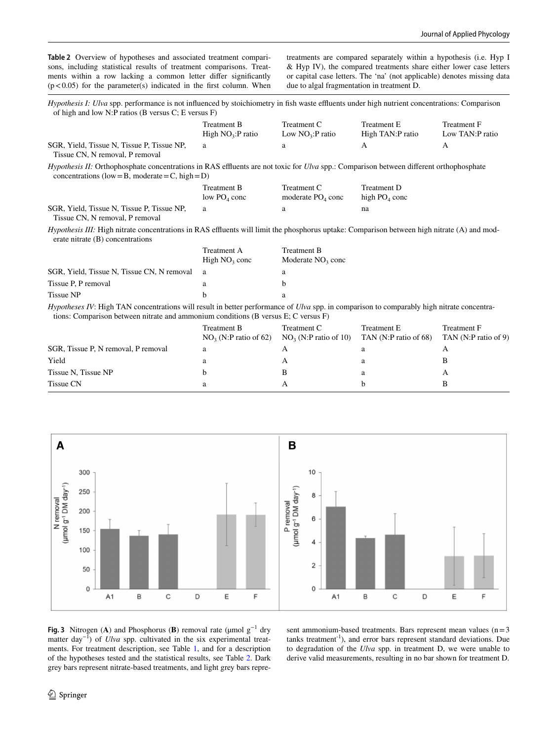**Table 2** Overview of hypotheses and associated treatment comparisons, including statistical results of treatment comparisons. Treatments within a row lacking a common letter differ significantly ($p < 0.05$) for the parameter(s) indicated in the first column. When treatments are compared separately within a hypothesis (i.e. Hyp I & Hyp IV), the compared treatments share either lower case letters or capital case letters. The 'na' (not applicable) denotes missing data due to algal fragmentation in treatment D.

*Hypothesis I: Ulva* spp. performance is not influenced by stoichiometry in fish waste effluents under high nutrient concentrations: Comparison of high and low N:P ratios (B versus C; E versus F)

| | Treatment B High $NO_3$:P ratio | Treatment C Low $NO_3$:P ratio | Treatment E High TAN:P ratio | Treatment F Low TAN:P ratio |
|---|---|---|---|---|
| SGR, Yield, Tissue N, Tissue P, Tissue NP, Tissue CN, N removal, P removal | a | a | A | A |

*Hypothesis II:* Orthophosphate concentrations in RAS effluents are not toxic for *Ulva* spp.: Comparison between different orthophosphate concentrations (low = B, moderate = C, high = D)

| | Treatment B low $PO_4$ conc | Treatment C moderate $PO_4$ conc | Treatment D high $PO_4$ conc |
|---|---|---|---|
| SGR, Yield, Tissue N, Tissue P, Tissue NP, Tissue CN, N removal, P removal | a | a | na |

*Hypothesis III:* High nitrate concentrations in RAS effluents will limit the phosphorus uptake: Comparison between high nitrate (A) and moderate nitrate (B) concentrations

| | Treatment A High $NO_3$ conc | Treatment B Moderate $NO_3$ conc |
|---|---|---|
| SGR, Yield, Tissue N, Tissue CN, N removal | a | a |
| Tissue P, P removal | a | b |
| Tissue NP | b | a |

*Hypotheses IV*: High TAN concentrations will result in better performance of *Ulva* spp. in comparison to comparably high nitrate concentrations: Comparison between nitrate and ammonium conditions (B versus E; C versus F)

| | Treatment B $NO_3$ (N:P ratio of 62) | Treatment C $NO_3$ (N:P ratio of 10) | Treatment E TAN (N:P ratio of 68) | Treatment F TAN (N:P ratio of 9) |
|---|---|---|---|---|
| SGR, Tissue P, N removal, P removal | a | A | a | A |
| Yield | a | A | a | B |
| Tissue N, Tissue NP | b | B | a | A |
| Tissue CN | a | A | b | B |

**Fig. 3** Nitrogen (**A**) and Phosphorus (**B**) removal rate (μmol $g^{-1}$ dry matter $day^{-1}$) of *Ulva* spp. cultivated in the six experimental treatments. For treatment description, see Table 1, and for a description of the hypotheses tested and the statistical results, see Table 2. Dark grey bars represent nitrate-based treatments, and light grey bars represent ammonium-based treatments. Bars represent mean values ($n = 3$ tanks $treatment^{-1}$), and error bars represent standard deviations. Due to degradation of the *Ulva* spp. in treatment D, we were unable to derive valid measurements, resulting in no bar shown for treatment D.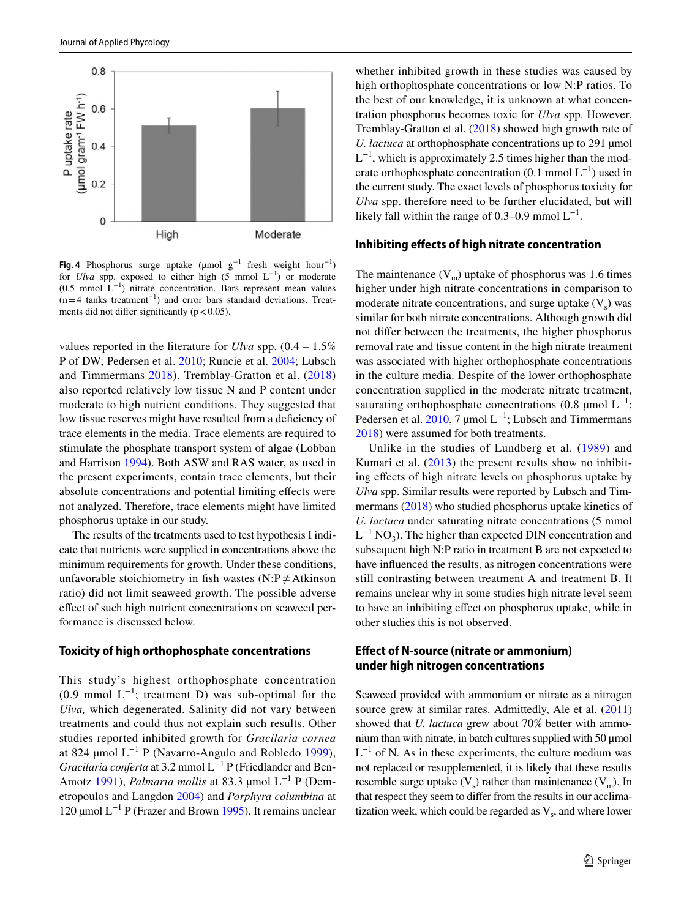Fig. 4 Phosphorus surge uptake (μmol $g^{-1}$ fresh weight $hour^{-1}$) for *Ulva* spp. exposed to either high (5 mmol $L^{-1}$) or moderate (0.5 mmol $L^{-1}$) nitrate concentration. Bars represent mean values (n = 4 tanks $treatment^{-1}$) and error bars standard deviations. Treatments did not differ significantly ($p < 0.05$).

values reported in the literature for *Ulva* spp. (0.4 – 1.5% P of DW; Pedersen et al. 2010; Runcie et al. 2004; Lubsch and Timmermans 2018). Tremblay-Gratton et al. (2018) also reported relatively low tissue N and P content under moderate to high nutrient conditions. They suggested that low tissue reserves might have resulted from a deficiency of trace elements in the media. Trace elements are required to stimulate the phosphate transport system of algae (Lobban and Harrison 1994). Both ASW and RAS water, as used in the present experiments, contain trace elements, but their absolute concentrations and potential limiting effects were not analyzed. Therefore, trace elements might have limited phosphorus uptake in our study.

The results of the treatments used to test hypothesis I indicate that nutrients were supplied in concentrations above the minimum requirements for growth. Under these conditions, unfavorable stoichiometry in fish wastes (N:P ≠ Atkinson ratio) did not limit seaweed growth. The possible adverse effect of such high nutrient concentrations on seaweed performance is discussed below.

### Toxicity of high orthophosphate concentrations

This study's highest orthophosphate concentration (0.9 mmol $L^{-1}$; treatment D) was sub-optimal for the *Ulva,* which degenerated. Salinity did not vary between treatments and could thus not explain such results. Other studies reported inhibited growth for *Gracilaria cornea* at 824 μmol $L^{-1}$ P (Navarro-Angulo and Robledo 1999), *Gracilaria conferta* at 3.2 mmol $L^{-1}$ P (Friedlander and Ben-Amotz 1991), *Palmaria mollis* at 83.3 μmol $L^{-1}$ P (Demetropoulos and Langdon 2004) and *Porphyra columbina* at 120 μmol $L^{-1}$ P (Frazer and Brown 1995). It remains unclear whether inhibited growth in these studies was caused by high orthophosphate concentrations or low N:P ratios. To the best of our knowledge, it is unknown at what concentration phosphorus becomes toxic for *Ulva* spp. However, Tremblay-Gratton et al. (2018) showed high growth rate of *U. lactuca* at orthophosphate concentrations up to 291 μmol $L^{-1}$, which is approximately 2.5 times higher than the moderate orthophosphate concentration (0.1 mmol $L^{-1}$) used in the current study. The exact levels of phosphorus toxicity for *Ulva* spp. therefore need to be further elucidated, but will likely fall within the range of 0.3–0.9 mmol $L^{-1}$.

### Inhibiting effects of high nitrate concentration

The maintenance ($V_m$) uptake of phosphorus was 1.6 times higher under high nitrate concentrations in comparison to moderate nitrate concentrations, and surge uptake ($V_s$) was similar for both nitrate concentrations. Although growth did not differ between the treatments, the higher phosphorus removal rate and tissue content in the high nitrate treatment was associated with higher orthophosphate concentrations in the culture media. Despite of the lower orthophosphate concentration supplied in the moderate nitrate treatment, saturating orthophosphate concentrations (0.8 μmol $L^{-1}$; Pedersen et al. 2010, 7 μmol $L^{-1}$; Lubsch and Timmermans 2018) were assumed for both treatments.

Unlike in the studies of Lundberg et al. (1989) and Kumari et al. (2013) the present results show no inhibiting effects of high nitrate levels on phosphorus uptake by *Ulva* spp. Similar results were reported by Lubsch and Timmermans (2018) who studied phosphorus uptake kinetics of *U. lactuca* under saturating nitrate concentrations (5 mmol $L^{-1}$ $NO_3$). The higher than expected DIN concentration and subsequent high N:P ratio in treatment B are not expected to have influenced the results, as nitrogen concentrations were still contrasting between treatment A and treatment B. It remains unclear why in some studies high nitrate level seem to have an inhibiting effect on phosphorus uptake, while in other studies this is not observed.

### Effect of N-source (nitrate or ammonium) under high nitrogen concentrations

Seaweed provided with ammonium or nitrate as a nitrogen source grew at similar rates. Admittedly, Ale et al. (2011) showed that *U. lactuca* grew about 70% better with ammonium than with nitrate, in batch cultures supplied with 50 μmol $L^{-1}$ of N. As in these experiments, the culture medium was not replaced or resupplemented, it is likely that these results resemble surge uptake ($V_s$) rather than maintenance ($V_m$). In that respect they seem to differ from the results in our acclimatization week, which could be regarded as $V_s$, and where lower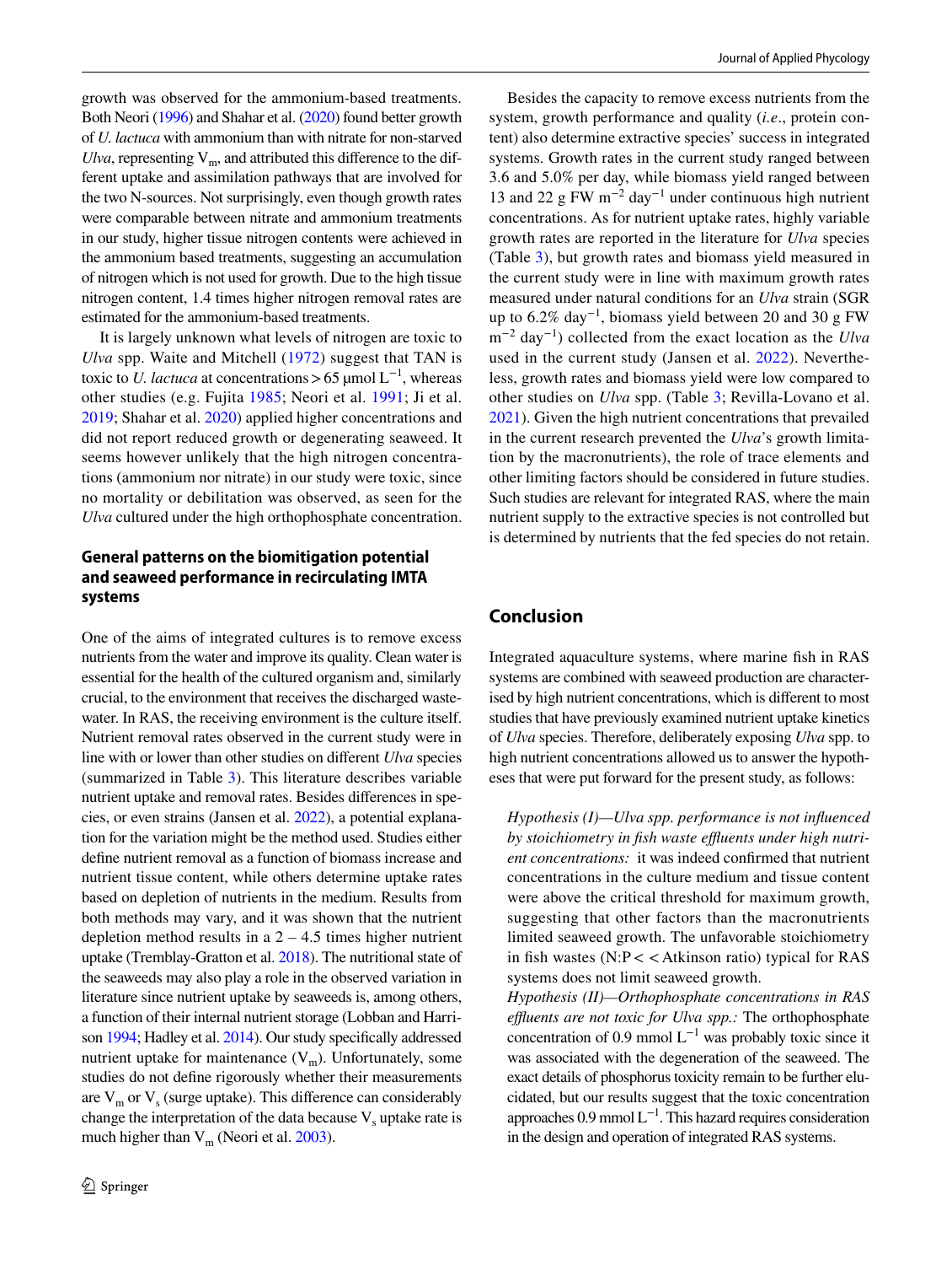growth was observed for the ammonium-based treatments. Both Neori (1996) and Shahar et al. (2020) found better growth of *U. lactuca* with ammonium than with nitrate for non-starved *Ulva*, representing $V_m$, and attributed this difference to the different uptake and assimilation pathways that are involved for the two N-sources. Not surprisingly, even though growth rates were comparable between nitrate and ammonium treatments in our study, higher tissue nitrogen contents were achieved in the ammonium based treatments, suggesting an accumulation of nitrogen which is not used for growth. Due to the high tissue nitrogen content, 1.4 times higher nitrogen removal rates are estimated for the ammonium-based treatments.

It is largely unknown what levels of nitrogen are toxic to *Ulva* spp. Waite and Mitchell (1972) suggest that TAN is toxic to *U. lactuca* at concentrations > 65 µmol $L^{-1}$, whereas other studies (e.g. Fujita 1985; Neori et al. 1991; Ji et al. 2019; Shahar et al. 2020) applied higher concentrations and did not report reduced growth or degenerating seaweed. It seems however unlikely that the high nitrogen concentrations (ammonium nor nitrate) in our study were toxic, since no mortality or debilitation was observed, as seen for the *Ulva* cultured under the high orthophosphate concentration.

### General patterns on the biomitigation potential and seaweed performance in recirculating IMTA systems

One of the aims of integrated cultures is to remove excess nutrients from the water and improve its quality. Clean water is essential for the health of the cultured organism and, similarly crucial, to the environment that receives the discharged wastewater. In RAS, the receiving environment is the culture itself. Nutrient removal rates observed in the current study were in line with or lower than other studies on different *Ulva* species (summarized in Table 3). This literature describes variable nutrient uptake and removal rates. Besides differences in species, or even strains (Jansen et al. 2022), a potential explanation for the variation might be the method used. Studies either define nutrient removal as a function of biomass increase and nutrient tissue content, while others determine uptake rates based on depletion of nutrients in the medium. Results from both methods may vary, and it was shown that the nutrient depletion method results in a 2 – 4.5 times higher nutrient uptake (Tremblay-Gratton et al. 2018). The nutritional state of the seaweeds may also play a role in the observed variation in literature since nutrient uptake by seaweeds is, among others, a function of their internal nutrient storage (Lobban and Harrison 1994; Hadley et al. 2014). Our study specifically addressed nutrient uptake for maintenance ($V_m$). Unfortunately, some studies do not define rigorously whether their measurements are $V_m$ or $V_s$ (surge uptake). This difference can considerably change the interpretation of the data because $V_s$ uptake rate is much higher than $V_m$ (Neori et al. 2003).

Besides the capacity to remove excess nutrients from the system, growth performance and quality (*i.e*., protein content) also determine extractive species' success in integrated systems. Growth rates in the current study ranged between 3.6 and 5.0% per day, while biomass yield ranged between 13 and 22 g FW $m^{-2}$ $day^{-1}$ under continuous high nutrient concentrations. As for nutrient uptake rates, highly variable growth rates are reported in the literature for *Ulva* species (Table 3), but growth rates and biomass yield measured in the current study were in line with maximum growth rates measured under natural conditions for an *Ulva* strain (SGR up to 6.2% $day^{-1}$, biomass yield between 20 and 30 g FW $m^{-2}$ $day^{-1}$) collected from the exact location as the *Ulva* used in the current study (Jansen et al. 2022). Nevertheless, growth rates and biomass yield were low compared to other studies on *Ulva* spp. (Table 3; Revilla-Lovano et al. 2021). Given the high nutrient concentrations that prevailed in the current research prevented the *Ulva*'s growth limitation by the macronutrients), the role of trace elements and other limiting factors should be considered in future studies. Such studies are relevant for integrated RAS, where the main nutrient supply to the extractive species is not controlled but is determined by nutrients that the fed species do not retain.

## Conclusion

Integrated aquaculture systems, where marine fish in RAS systems are combined with seaweed production are characterised by high nutrient concentrations, which is different to most studies that have previously examined nutrient uptake kinetics of *Ulva* species. Therefore, deliberately exposing *Ulva* spp. to high nutrient concentrations allowed us to answer the hypotheses that were put forward for the present study, as follows:

> *Hypothesis (I)—Ulva spp. performance is not influenced by stoichiometry in fish waste effluents under high nutrient concentrations:* it was indeed confirmed that nutrient concentrations in the culture medium and tissue content were above the critical threshold for maximum growth, suggesting that other factors than the macronutrients limited seaweed growth. The unfavorable stoichiometry in fish wastes (N:P < < Atkinson ratio) typical for RAS systems does not limit seaweed growth.
>
> *Hypothesis (II)—Orthophosphate concentrations in RAS effluents are not toxic for Ulva spp.:* The orthophosphate concentration of 0.9 mmol $L^{-1}$ was probably toxic since it was associated with the degeneration of the seaweed. The exact details of phosphorus toxicity remain to be further elucidated, but our results suggest that the toxic concentration approaches 0.9 mmol $L^{-1}$. This hazard requires consideration in the design and operation of integrated RAS systems.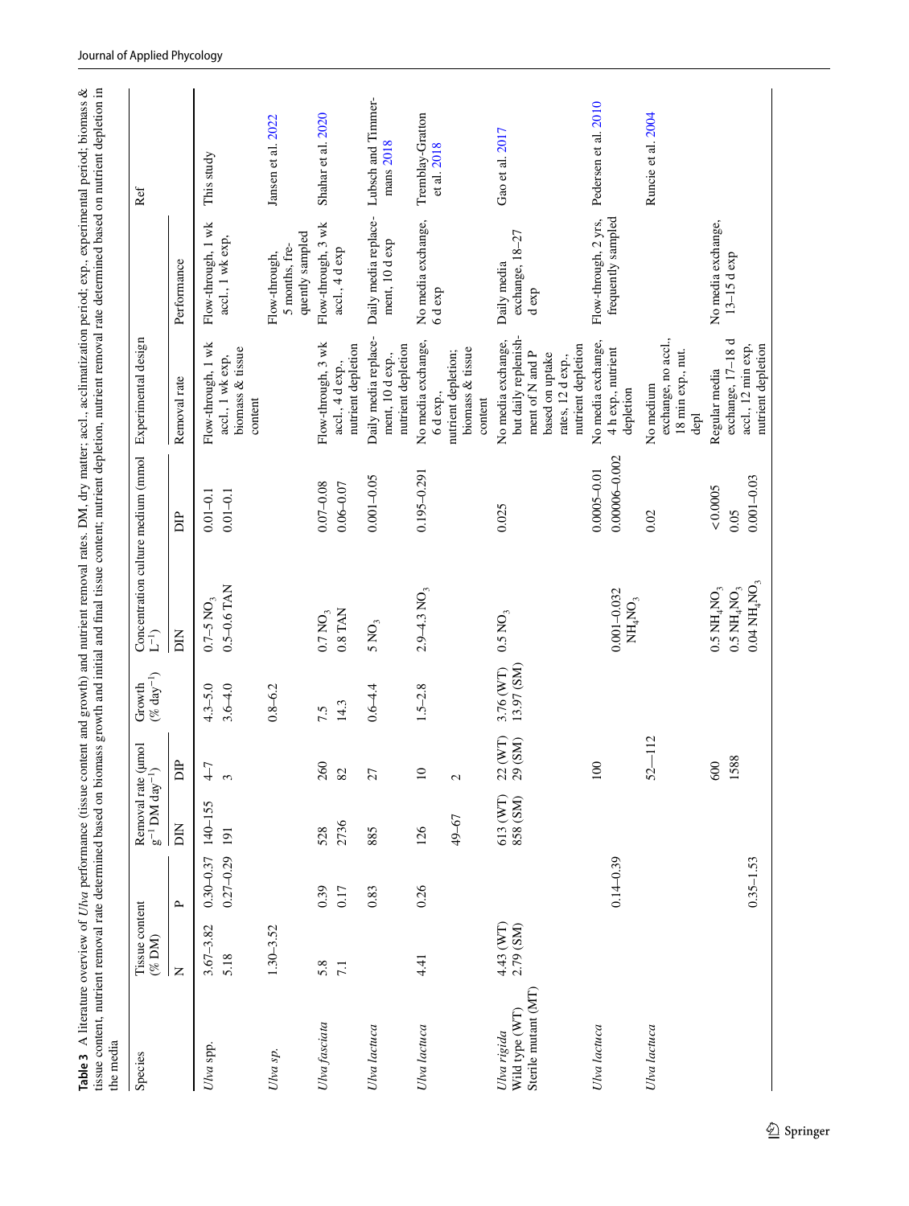**Table 3** A literature overview of *Ulva* performance (tissue content and growth) and nutrient removal rates. DM, dry matter; accl., acclimatization period; exp., experimental period; biomass & tissue content, nutrient removal rate determined based on biomass growth and initial and final tissue content; nutrient depletion, nutrient removal rate determined based on nutrient depletion in the media

| Species | Tissue content (% DM) | | Removal rate (µmol $g^{-1}$ DM $day^{-1}$) | | Growth (% $day^{-1}$) | Concentration culture medium (mmol $L^{-1}$) | | Experimental design | | Ref |
|---|---|---|---|---|---|---|---|---|---|---|
| | N | P | DIN | DIP | | DIN | DIP | Removal rate | Performance | |
| *Ulva* spp. | 3.67–3.82 | 0.30–0.37 | 140–155 | 4–7 | 4.3–5.0 | 0.7–5 $NO_3$ | 0.01–0.1 | Flow-through, 1 wk accl., 1 wk exp, biomass & tissue content | Flow-through, 1 wk accl., 1 wk exp, | This study |
| | 5.18 | 0.27–0.29 | 191 | 3 | 3.6–4.0 | 0.5–0.6 TAN | 0.01–0.1 | | | |
| *Ulva* sp. | 1.30–3.52 | | | | 0.8–6.2 | | | | Flow-through, 5 months, frequently sampled | Jansen et al. 2022 |
| *Ulva fasciata* | 5.8 | 0.39 | 528 | 260 | 7.5 | 0.7 $NO_3$ | 0.07–0.08 | Flow-through, 3 wk accl., 4 d exp., nutrient depletion | Flow-through, 3 wk accl., 4 d exp | Shahar et al. 2020 |
| | 7.1 | 0.17 | 2736 | 82 | 14.3 | 0.8 TAN | 0.06–0.07 | | | |
| *Ulva lactuca* | | 0.83 | 885 | 27 | 0.6–4.4 | 5 $NO_3$ | 0.001–0.05 | Daily media replacement, 10 d exp., nutrient depletion | Daily media replacement, 10 d exp | Lubsch and Timmermans 2018 |
| *Ulva lactuca* | 4.41 | 0.26 | 126 | 10 | 1.5–2.8 | 2.9–4.3 $NO_3$ | 0.195–0.291 | No media exchange, 6 d exp., nutrient depletion; biomass & tissue content | No media exchange, 6 d exp | Tremblay-Gratton et al. 2018 |
| | | | 49–67 | 2 | | | | | | |
| *Ulva rigida* Wild type (WT) Sterile mutant (MT) | 4.43 (WT) 2.79 (SM) | | 613 (WT) 858 (SM) | 22 (WT) 29 (SM) | 3.76 (WT) 13.97 (SM) | 0.5 $NO_3$ | 0.025 | No media exchange, but daily replenishment of N and P based on uptake rates, 12 d exp., nutrient depletion | Daily media exchange, 18–27 d exp | Gao et al. 2017 |
| *Ulva lactuca* | | | | 100 | | | 0.0005–0.01 | No media exchange, 4 h exp., nutrient depletion | Flow-through, 2 yrs, frequently sampled | Pedersen et al. 2010 |
| | | 0.14–0.39 | | | | 0.001–0.032 $NH_4NO_3$ | 0.00006–0.002 | | | |
| *Ulva lactuca* | | | | 52—112 | | | 0.02 | No medium exchange, no accl., 18 min exp., nut. depl | | Runcie et al. 2004 |
| | | | | 600 | | 0.5 $NH_4NO_3$ | < 0.0005 | Regular media exchange, 17–18 d accl., 12 min exp., nutrient depletion | No media exchange, 13–15 d exp | |
| | | | | 1588 | | 0.5 $NH_4NO_3$ | 0.05 | | | |
| | | 0.35–1.53 | | | | 0.04 $NH_4NO_3$ | 0.001–0.03 | | | |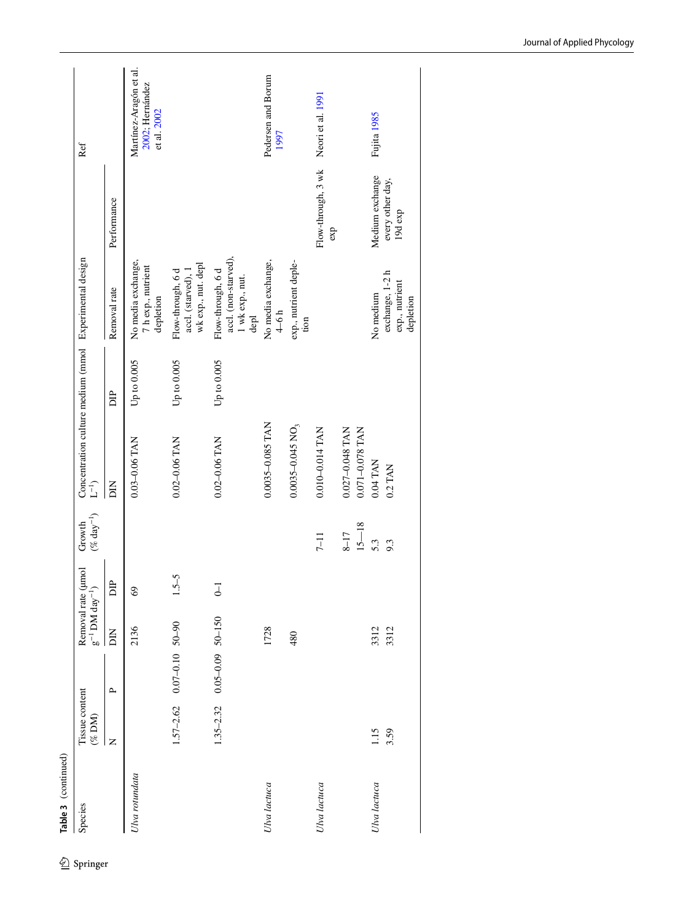**Table 3** (continued)

| Species | Tissue content (% DM) | | Removal rate (µmol g$^{-1}$ DM day$^{-1}$) | | Growth (% day$^{-1}$) | Concentration culture medium (mmol L$^{-1}$) | | Experimental design | | Ref |
|---|---|---|---|---|---|---|---|---|---|---|
| | N | P | DIN | DIP | | DIN | DIP | Removal rate | Performance | |
| *Ulva rotundata* | | | 2136 | 69 | | 0.03–0.06 TAN | Up to 0.005 | No media exchange, 7 h exp., nutrient depletion | | Martínez-Aragón et al. 2002; Hernández et al. 2002 |
| | 1.57–2.62 | 0.07–0.10 | 50–90 | 1.5–5 | | 0.02–0.06 TAN | Up to 0.005 | Flow-through, 6 d accl. (starved), 1 wk exp., nut. depl | | |
| | 1.35–2.32 | 0.05–0.09 | 50–150 | 0–1 | | 0.02–0.06 TAN | Up to 0.005 | Flow-through, 6 d accl. (non-starved), 1 wk exp., nut. depl | | |
| *Ulva lactuca* | | | 1728 | | | 0.0035–0.085 TAN | | No media exchange, 4–6 h | | Pedersen and Borum 1997 |
| | | | 480 | | | 0.0035–0.045 $NO_3$ | | exp., nutrient depletion | | |
| *Ulva lactuca* | | | | | 7–11 | 0.010–0.014 TAN | | | Flow-through, 3 wk exp | Neori et al. 1991 |
| | | | | | 8–17 | 0.027–0.048 TAN | | | | |
| | | | | | 15—18 | 0.071–0.078 TAN | | | | |
| *Ulva lactuca* | 1.15 | | 3312 | | 5.3 | 0.04 TAN | | No medium exchange, 1-2 h exp., nutrient depletion | Medium exchange every other day, 19d exp | Fujita 1985 |
| | 3.59 | | 3312 | | 9.3 | 0.2 TAN | | | | |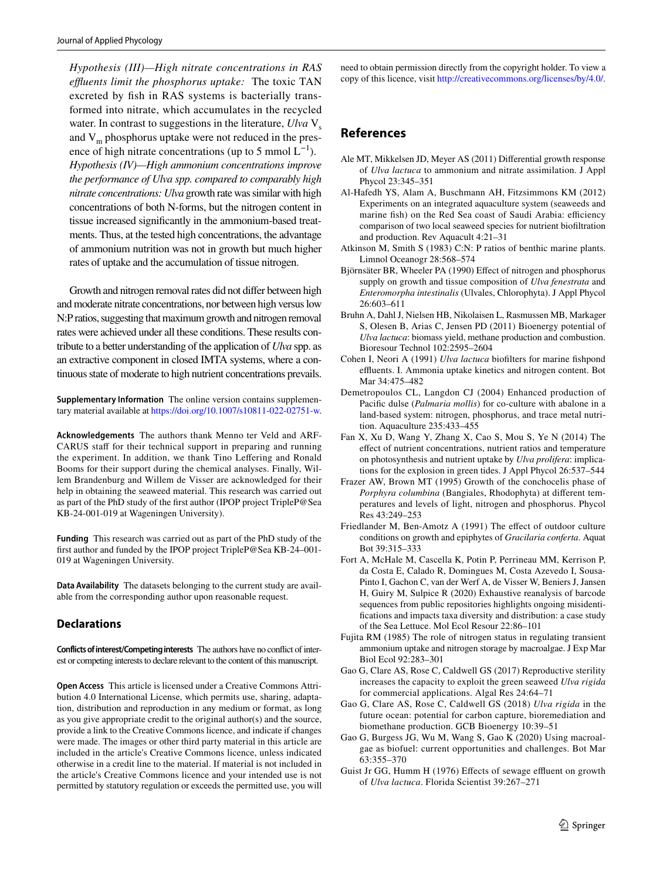*Hypothesis (III)—High nitrate concentrations in RAS effluents limit the phosphorus uptake:* The toxic TAN excreted by fish in RAS systems is bacterially transformed into nitrate, which accumulates in the recycled water. In contrast to suggestions in the literature, *Ulva* $V_s$ and $V_m$ phosphorus uptake were not reduced in the presence of high nitrate concentrations (up to 5 mmol $L^{-1}$).

*Hypothesis (IV)—High ammonium concentrations improve the performance of Ulva spp. compared to comparably high nitrate concentrations: Ulva* growth rate was similar with high concentrations of both N-forms, but the nitrogen content in tissue increased significantly in the ammonium-based treatments. Thus, at the tested high concentrations, the advantage of ammonium nutrition was not in growth but much higher rates of uptake and the accumulation of tissue nitrogen.

Growth and nitrogen removal rates did not differ between high and moderate nitrate concentrations, nor between high versus low N:P ratios, suggesting that maximum growth and nitrogen removal rates were achieved under all these conditions. These results contribute to a better understanding of the application of *Ulva* spp. as an extractive component in closed IMTA systems, where a continuous state of moderate to high nutrient concentrations prevails.

**Supplementary Information** The online version contains supplementary material available at https://doi.org/10.1007/s10811-022-02751-w.

**Acknowledgements** The authors thank Menno ter Veld and ARF-CARUS staff for their technical support in preparing and running the experiment. In addition, we thank Tino Leffering and Ronald Booms for their support during the chemical analyses. Finally, Willem Brandenburg and Willem de Visser are acknowledged for their help in obtaining the seaweed material. This research was carried out as part of the PhD study of the first author (IPOP project TripleP@Sea KB-24-001-019 at Wageningen University).

**Funding** This research was carried out as part of the PhD study of the first author and funded by the IPOP project TripleP@Sea KB-24–001-019 at Wageningen University.

**Data Availability** The datasets belonging to the current study are available from the corresponding author upon reasonable request.

## Declarations

**Conflicts of interest/Competing interests** The authors have no conflict of interest or competing interests to declare relevant to the content of this manuscript.

**Open Access** This article is licensed under a Creative Commons Attribution 4.0 International License, which permits use, sharing, adaptation, distribution and reproduction in any medium or format, as long as you give appropriate credit to the original author(s) and the source, provide a link to the Creative Commons licence, and indicate if changes were made. The images or other third party material in this article are included in the article's Creative Commons licence, unless indicated otherwise in a credit line to the material. If material is not included in the article's Creative Commons licence and your intended use is not permitted by statutory regulation or exceeds the permitted use, you will need to obtain permission directly from the copyright holder. To view a copy of this licence, visit http://creativecommons.org/licenses/by/4.0/.

## References

Ale MT, Mikkelsen JD, Meyer AS (2011) Differential growth response of *Ulva lactuca* to ammonium and nitrate assimilation. J Appl Phycol 23:345–351

Al-Hafedh YS, Alam A, Buschmann AH, Fitzsimmons KM (2012) Experiments on an integrated aquaculture system (seaweeds and marine fish) on the Red Sea coast of Saudi Arabia: efficiency comparison of two local seaweed species for nutrient biofiltration and production. Rev Aquacult 4:21–31

Atkinson M, Smith S (1983) C:N: P ratios of benthic marine plants. Limnol Oceanogr 28:568–574

Björnsäter BR, Wheeler PA (1990) Effect of nitrogen and phosphorus supply on growth and tissue composition of *Ulva fenestrata* and *Enteromorpha intestinalis* (Ulvales, Chlorophyta). J Appl Phycol 26:603–611

Bruhn A, Dahl J, Nielsen HB, Nikolaisen L, Rasmussen MB, Markager S, Olesen B, Arias C, Jensen PD (2011) Bioenergy potential of *Ulva lactuca*: biomass yield, methane production and combustion. Bioresour Technol 102:2595–2604

Cohen I, Neori A (1991) *Ulva lactuca* biofilters for marine fishpond effluents. I. Ammonia uptake kinetics and nitrogen content. Bot Mar 34:475–482

Demetropoulos CL, Langdon CJ (2004) Enhanced production of Pacific dulse (*Palmaria mollis*) for co-culture with abalone in a land-based system: nitrogen, phosphorus, and trace metal nutrition. Aquaculture 235:433–455

Fan X, Xu D, Wang Y, Zhang X, Cao S, Mou S, Ye N (2014) The effect of nutrient concentrations, nutrient ratios and temperature on photosynthesis and nutrient uptake by *Ulva prolifera*: implications for the explosion in green tides. J Appl Phycol 26:537–544

Frazer AW, Brown MT (1995) Growth of the conchocelis phase of *Porphyra columbina* (Bangiales, Rhodophyta) at different temperatures and levels of light, nitrogen and phosphorus. Phycol Res 43:249–253

Friedlander M, Ben-Amotz A (1991) The effect of outdoor culture conditions on growth and epiphytes of *Gracilaria conferta*. Aquat Bot 39:315–333

Fort A, McHale M, Cascella K, Potin P, Perrineau MM, Kerrison P, da Costa E, Calado R, Domingues M, Costa Azevedo I, Sousa-Pinto I, Gachon C, van der Werf A, de Visser W, Beniers J, Jansen H, Guiry M, Sulpice R (2020) Exhaustive reanalysis of barcode sequences from public repositories highlights ongoing misidentifications and impacts taxa diversity and distribution: a case study of the Sea Lettuce. Mol Ecol Resour 22:86–101

Fujita RM (1985) The role of nitrogen status in regulating transient ammonium uptake and nitrogen storage by macroalgae. J Exp Mar Biol Ecol 92:283–301

Gao G, Clare AS, Rose C, Caldwell GS (2017) Reproductive sterility increases the capacity to exploit the green seaweed *Ulva rigida* for commercial applications. Algal Res 24:64–71

Gao G, Clare AS, Rose C, Caldwell GS (2018) *Ulva rigida* in the future ocean: potential for carbon capture, bioremediation and biomethane production. GCB Bioenergy 10:39–51

Gao G, Burgess JG, Wu M, Wang S, Gao K (2020) Using macroalgae as biofuel: current opportunities and challenges. Bot Mar 63:355–370

Guist Jr GG, Humm H (1976) Effects of sewage effluent on growth of *Ulva lactuca*. Florida Scientist 39:267–271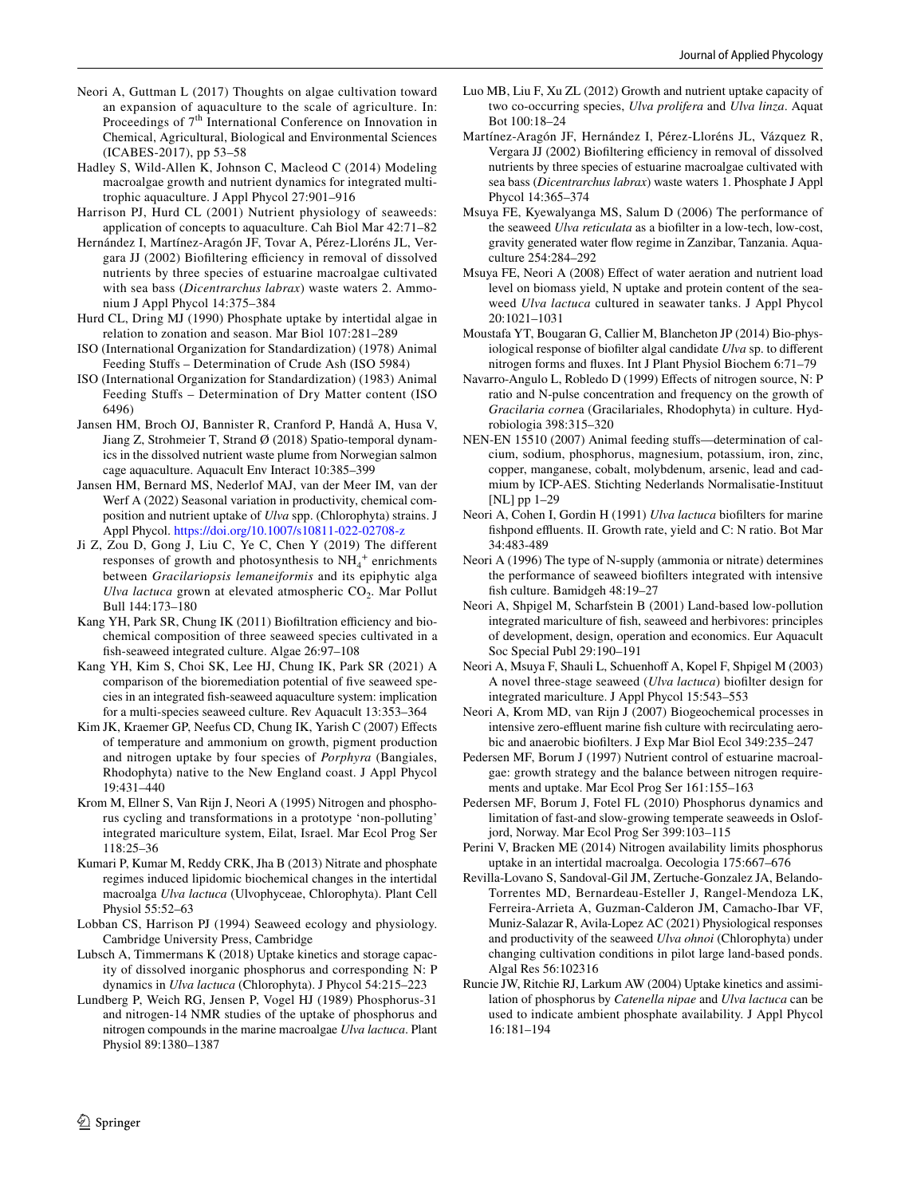Neori A, Guttman L (2017) Thoughts on algae cultivation toward an expansion of aquaculture to the scale of agriculture. In: Proceedings of 7th International Conference on Innovation in Chemical, Agricultural, Biological and Environmental Sciences (ICABES-2017), pp 53–58

Hadley S, Wild-Allen K, Johnson C, Macleod C (2014) Modeling macroalgae growth and nutrient dynamics for integrated multi-trophic aquaculture. J Appl Phycol 27:901–916

Harrison PJ, Hurd CL (2001) Nutrient physiology of seaweeds: application of concepts to aquaculture. Cah Biol Mar 42:71–82

Hernández I, Martínez-Aragón JF, Tovar A, Pérez-Lloréns JL, Vergara JJ (2002) Biofiltering efficiency in removal of dissolved nutrients by three species of estuarine macroalgae cultivated with sea bass (*Dicentrarchus labrax*) waste waters 2. Ammonium J Appl Phycol 14:375–384

Hurd CL, Dring MJ (1990) Phosphate uptake by intertidal algae in relation to zonation and season. Mar Biol 107:281–289

ISO (International Organization for Standardization) (1978) Animal Feeding Stuffs – Determination of Crude Ash (ISO 5984)

ISO (International Organization for Standardization) (1983) Animal Feeding Stuffs – Determination of Dry Matter content (ISO 6496)

Jansen HM, Broch OJ, Bannister R, Cranford P, Handå A, Husa V, Jiang Z, Strohmeier T, Strand Ø (2018) Spatio-temporal dynamics in the dissolved nutrient waste plume from Norwegian salmon cage aquaculture. Aquacult Env Interact 10:385–399

Jansen HM, Bernard MS, Nederlof MAJ, van der Meer IM, van der Werf A (2022) Seasonal variation in productivity, chemical composition and nutrient uptake of *Ulva* spp. (Chlorophyta) strains. J Appl Phycol. https://doi.org/10.1007/s10811-022-02708-z

Ji Z, Zou D, Gong J, Liu C, Ye C, Chen Y (2019) The different responses of growth and photosynthesis to $NH_4^+$ enrichments between *Gracilariopsis lemaneiformis* and its epiphytic alga *Ulva lactuca* grown at elevated atmospheric $CO_2$. Mar Pollut Bull 144:173–180

Kang YH, Park SR, Chung IK (2011) Biofiltration efficiency and biochemical composition of three seaweed species cultivated in a fish-seaweed integrated culture. Algae 26:97–108

Kang YH, Kim S, Choi SK, Lee HJ, Chung IK, Park SR (2021) A comparison of the bioremediation potential of five seaweed species in an integrated fish-seaweed aquaculture system: implication for a multi-species seaweed culture. Rev Aquacult 13:353–364

Kim JK, Kraemer GP, Neefus CD, Chung IK, Yarish C (2007) Effects of temperature and ammonium on growth, pigment production and nitrogen uptake by four species of *Porphyra* (Bangiales, Rhodophyta) native to the New England coast. J Appl Phycol 19:431–440

Krom M, Ellner S, Van Rijn J, Neori A (1995) Nitrogen and phosphorus cycling and transformations in a prototype 'non-polluting' integrated mariculture system, Eilat, Israel. Mar Ecol Prog Ser 118:25–36

Kumari P, Kumar M, Reddy CRK, Jha B (2013) Nitrate and phosphate regimes induced lipidomic biochemical changes in the intertidal macroalga *Ulva lactuca* (Ulvophyceae, Chlorophyta). Plant Cell Physiol 55:52–63

Lobban CS, Harrison PJ (1994) Seaweed ecology and physiology. Cambridge University Press, Cambridge

Lubsch A, Timmermans K (2018) Uptake kinetics and storage capacity of dissolved inorganic phosphorus and corresponding N: P dynamics in *Ulva lactuca* (Chlorophyta). J Phycol 54:215–223

Lundberg P, Weich RG, Jensen P, Vogel HJ (1989) Phosphorus-31 and nitrogen-14 NMR studies of the uptake of phosphorus and nitrogen compounds in the marine macroalgae *Ulva lactuca*. Plant Physiol 89:1380–1387

Luo MB, Liu F, Xu ZL (2012) Growth and nutrient uptake capacity of two co-occurring species, *Ulva prolifera* and *Ulva linza*. Aquat Bot 100:18–24

Martínez-Aragón JF, Hernández I, Pérez-Lloréns JL, Vázquez R, Vergara JJ (2002) Biofiltering efficiency in removal of dissolved nutrients by three species of estuarine macroalgae cultivated with sea bass (*Dicentrarchus labrax*) waste waters 1. Phosphate J Appl Phycol 14:365–374

Msuya FE, Kyewalyanga MS, Salum D (2006) The performance of the seaweed *Ulva reticulata* as a biofilter in a low-tech, low-cost, gravity generated water flow regime in Zanzibar, Tanzania. Aquaculture 254:284–292

Msuya FE, Neori A (2008) Effect of water aeration and nutrient load level on biomass yield, N uptake and protein content of the seaweed *Ulva lactuca* cultured in seawater tanks. J Appl Phycol 20:1021–1031

Moustafa YT, Bougaran G, Callier M, Blancheton JP (2014) Bio-physiological response of biofilter algal candidate *Ulva* sp. to different nitrogen forms and fluxes. Int J Plant Physiol Biochem 6:71–79

Navarro-Angulo L, Robledo D (1999) Effects of nitrogen source, N: P ratio and N-pulse concentration and frequency on the growth of *Gracilaria cornea* (Gracilariales, Rhodophyta) in culture. Hydrobiologia 398:315–320

NEN-EN 15510 (2007) Animal feeding stuffs—determination of calcium, sodium, phosphorus, magnesium, potassium, iron, zinc, copper, manganese, cobalt, molybdenum, arsenic, lead and cadmium by ICP-AES. Stichting Nederlands Normalisatie-Instituut [NL] pp 1–29

Neori A, Cohen I, Gordin H (1991) *Ulva lactuca* biofilters for marine fishpond effluents. II. Growth rate, yield and C: N ratio. Bot Mar 34:483-489

Neori A (1996) The type of N-supply (ammonia or nitrate) determines the performance of seaweed biofilters integrated with intensive fish culture. Bamidgeh 48:19–27

Neori A, Shpigel M, Scharfstein B (2001) Land-based low-pollution integrated mariculture of fish, seaweed and herbivores: principles of development, design, operation and economics. Eur Aquacult Soc Special Publ 29:190–191

Neori A, Msuya F, Shauli L, Schuenhoff A, Kopel F, Shpigel M (2003) A novel three-stage seaweed (*Ulva lactuca*) biofilter design for integrated mariculture. J Appl Phycol 15:543–553

Neori A, Krom MD, van Rijn J (2007) Biogeochemical processes in intensive zero-effluent marine fish culture with recirculating aerobic and anaerobic biofilters. J Exp Mar Biol Ecol 349:235–247

Pedersen MF, Borum J (1997) Nutrient control of estuarine macroalgae: growth strategy and the balance between nitrogen requirements and uptake. Mar Ecol Prog Ser 161:155–163

Pedersen MF, Borum J, Fotel FL (2010) Phosphorus dynamics and limitation of fast-and slow-growing temperate seaweeds in Oslofjord, Norway. Mar Ecol Prog Ser 399:103–115

Perini V, Bracken ME (2014) Nitrogen availability limits phosphorus uptake in an intertidal macroalga. Oecologia 175:667–676

Revilla-Lovano S, Sandoval-Gil JM, Zertuche-Gonzalez JA, Belando-Torrentes MD, Bernardeau-Esteller J, Rangel-Mendoza LK, Ferreira-Arrieta A, Guzman-Calderon JM, Camacho-Ibar VF, Muniz-Salazar R, Avila-Lopez AC (2021) Physiological responses and productivity of the seaweed *Ulva ohnoi* (Chlorophyta) under changing cultivation conditions in pilot large land-based ponds. Algal Res 56:102316

Runcie JW, Ritchie RJ, Larkum AW (2004) Uptake kinetics and assimilation of phosphorus by *Catenella nipae* and *Ulva lactuca* can be used to indicate ambient phosphate availability. J Appl Phycol 16:181–194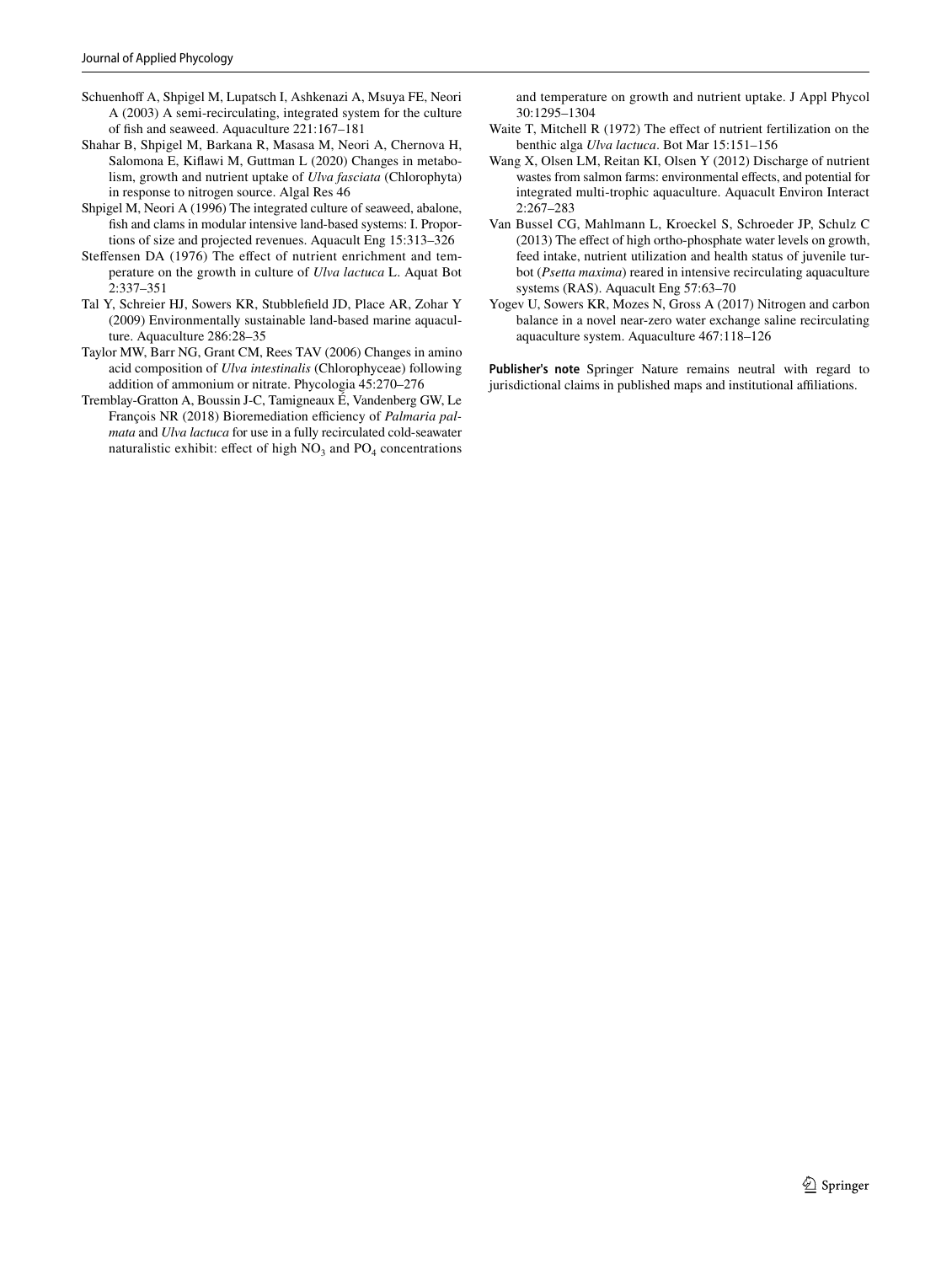Schuenhoff A, Shpigel M, Lupatsch I, Ashkenazi A, Msuya FE, Neori A (2003) A semi-recirculating, integrated system for the culture of fish and seaweed. Aquaculture 221:167–181

Shahar B, Shpigel M, Barkana R, Masasa M, Neori A, Chernova H, Salomona E, Kiflawi M, Guttman L (2020) Changes in metabolism, growth and nutrient uptake of *Ulva fasciata* (Chlorophyta) in response to nitrogen source. Algal Res 46

Shpigel M, Neori A (1996) The integrated culture of seaweed, abalone, fish and clams in modular intensive land-based systems: I. Proportions of size and projected revenues. Aquacult Eng 15:313–326

Steffensen DA (1976) The effect of nutrient enrichment and temperature on the growth in culture of *Ulva lactuca* L. Aquat Bot 2:337–351

Tal Y, Schreier HJ, Sowers KR, Stubblefield JD, Place AR, Zohar Y (2009) Environmentally sustainable land-based marine aquaculture. Aquaculture 286:28–35

Taylor MW, Barr NG, Grant CM, Rees TAV (2006) Changes in amino acid composition of *Ulva intestinalis* (Chlorophyceae) following addition of ammonium or nitrate. Phycologia 45:270–276

Tremblay-Gratton A, Boussin J-C, Tamigneaux É, Vandenberg GW, Le François NR (2018) Bioremediation efficiency of *Palmaria palmata* and *Ulva lactuca* for use in a fully recirculated cold-seawater naturalistic exhibit: effect of high $NO_3$ and $PO_4$ concentrations and temperature on growth and nutrient uptake. J Appl Phycol 30:1295–1304

Waite T, Mitchell R (1972) The effect of nutrient fertilization on the benthic alga *Ulva lactuca*. Bot Mar 15:151–156

Wang X, Olsen LM, Reitan KI, Olsen Y (2012) Discharge of nutrient wastes from salmon farms: environmental effects, and potential for integrated multi-trophic aquaculture. Aquacult Environ Interact 2:267–283

Van Bussel CG, Mahlmann L, Kroeckel S, Schroeder JP, Schulz C (2013) The effect of high ortho-phosphate water levels on growth, feed intake, nutrient utilization and health status of juvenile turbot (*Psetta maxima*) reared in intensive recirculating aquaculture systems (RAS). Aquacult Eng 57:63–70

Yogev U, Sowers KR, Mozes N, Gross A (2017) Nitrogen and carbon balance in a novel near-zero water exchange saline recirculating aquaculture system. Aquaculture 467:118–126

**Publisher's note** Springer Nature remains neutral with regard to jurisdictional claims in published maps and institutional affiliations.